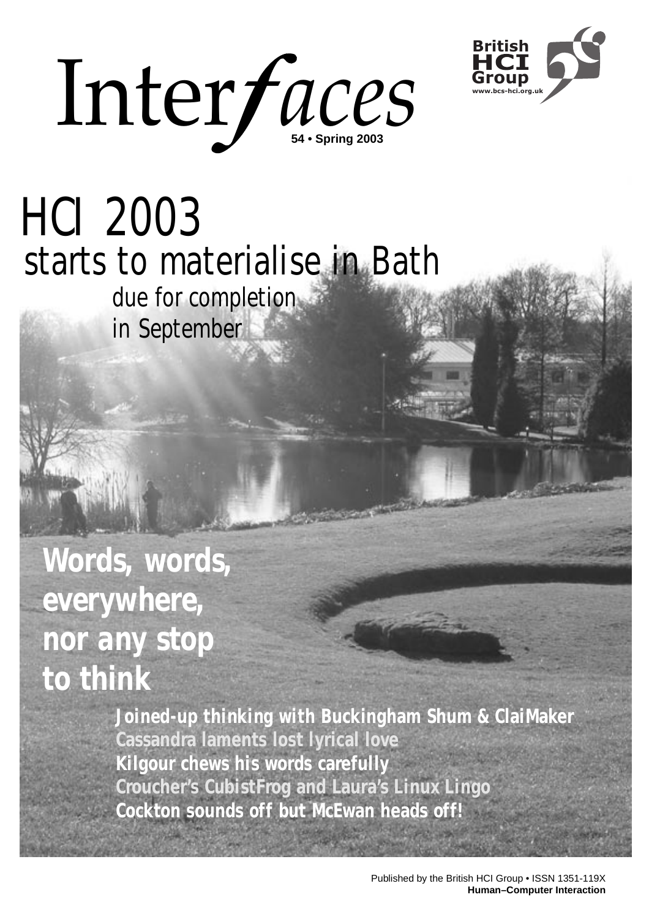# Interfaces

54 • Spring 2003

British HCI Group
www.bcs-hci.org.uk

# HCI 2003

## starts to materialise in Bath

due for completion in September

## Words, words, everywhere, nor any stop to think

**Joined-up thinking with Buckingham Shum & ClaiMaker**

**Cassandra laments lost lyrical love**

**Kilgour chews his words carefully**

**Croucher's CubistFrog and Laura's Linux Lingo**

**Cockton sounds off but McEwan heads off!**

Published by the British HCI Group • ISSN 1351-119X

**Human–Computer Interaction**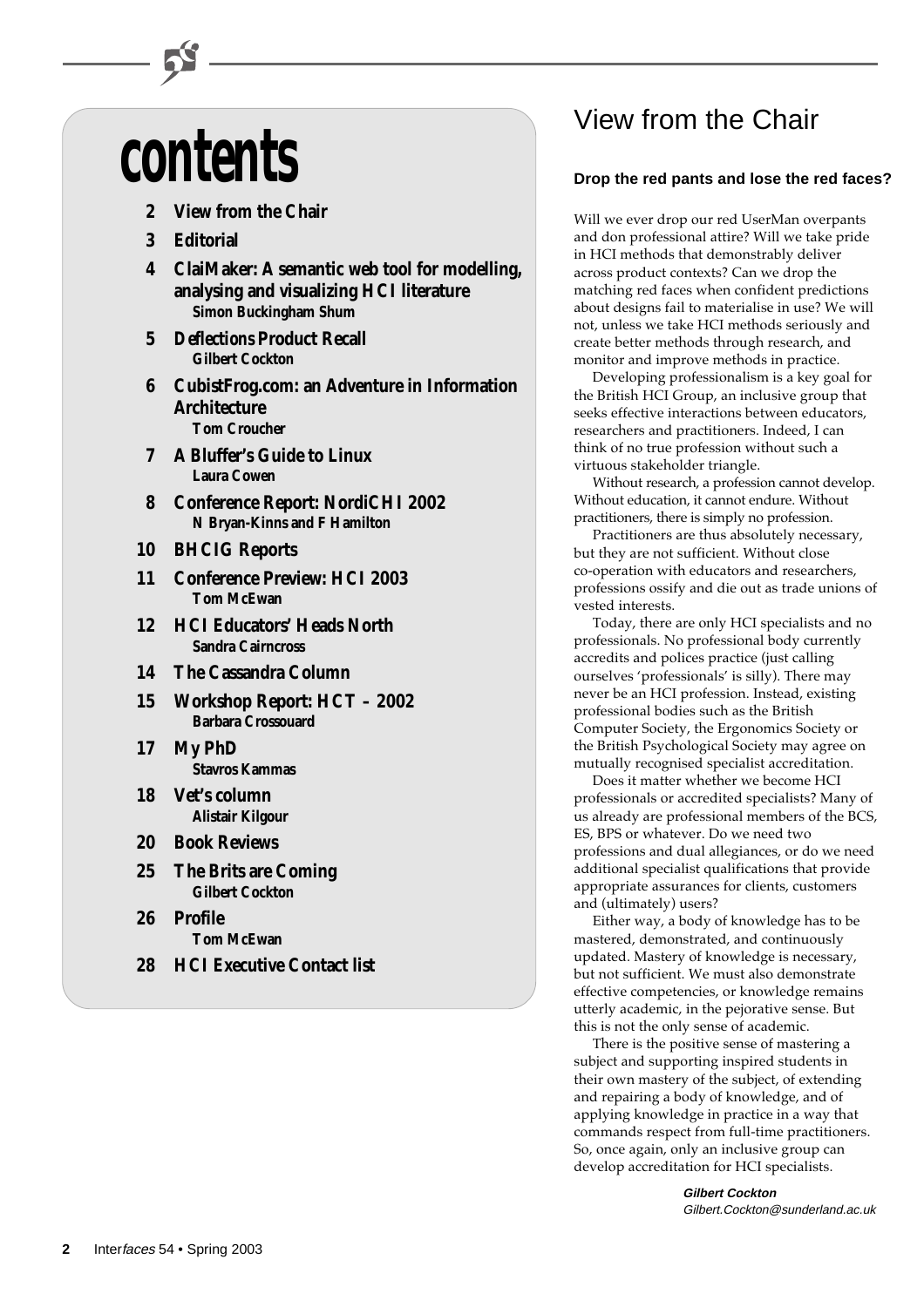# contents

- **2 View from the Chair**
- **3 Editorial**
- **4 ClaiMaker: A semantic web tool for modelling, analysing and visualizing HCI literature**
  Simon Buckingham Shum
- **5 Deflections Product Recall**
  Gilbert Cockton
- **6 CubistFrog.com: an Adventure in Information Architecture**
  Tom Croucher
- **7 A Bluffer's Guide to Linux**
  Laura Cowen
- **8 Conference Report: NordiCHI 2002**
  N Bryan-Kinns and F Hamilton
- **10 BHCIG Reports**
- **11 Conference Preview: HCI 2003**
  Tom McEwan
- **12 HCI Educators' Heads North**
  Sandra Cairncross
- **14 The Cassandra Column**
- **15 Workshop Report: HCT – 2002**
  Barbara Crossouard
- **17 My PhD**
  Stavros Kammas
- **18 Vet's column**
  Alistair Kilgour
- **20 Book Reviews**
- **25 The Brits are Coming**
  Gilbert Cockton
- **26 Profile**
  Tom McEwan
- **28 HCI Executive Contact list**

# View from the Chair

### Drop the red pants and lose the red faces?

Will we ever drop our red UserMan overpants and don professional attire? Will we take pride in HCI methods that demonstrably deliver across product contexts? Can we drop the matching red faces when confident predictions about designs fail to materialise in use? We will not, unless we take HCI methods seriously and create better methods through research, and monitor and improve methods in practice.

Developing professionalism is a key goal for the British HCI Group, an inclusive group that seeks effective interactions between educators, researchers and practitioners. Indeed, I can think of no true profession without such a virtuous stakeholder triangle.

Without research, a profession cannot develop. Without education, it cannot endure. Without practitioners, there is simply no profession.

Practitioners are thus absolutely necessary, but they are not sufficient. Without close co-operation with educators and researchers, professions ossify and die out as trade unions of vested interests.

Today, there are only HCI specialists and no professionals. No professional body currently accredits and polices practice (just calling ourselves 'professionals' is silly). There may never be an HCI profession. Instead, existing professional bodies such as the British Computer Society, the Ergonomics Society or the British Psychological Society may agree on mutually recognised specialist accreditation.

Does it matter whether we become HCI professionals or accredited specialists? Many of us already are professional members of the BCS, ES, BPS or whatever. Do we need two professions and dual allegiances, or do we need additional specialist qualifications that provide appropriate assurances for clients, customers and (ultimately) users?

Either way, a body of knowledge has to be mastered, demonstrated, and continuously updated. Mastery of knowledge is necessary, but not sufficient. We must also demonstrate effective competencies, or knowledge remains utterly academic, in the pejorative sense. But this is not the only sense of academic.

There is the positive sense of mastering a subject and supporting inspired students in their own mastery of the subject, of extending and repairing a body of knowledge, and of applying knowledge in practice in a way that commands respect from full-time practitioners. So, once again, only an inclusive group can develop accreditation for HCI specialists.

**Gilbert Cockton**
*Gilbert.Cockton@sunderland.ac.uk*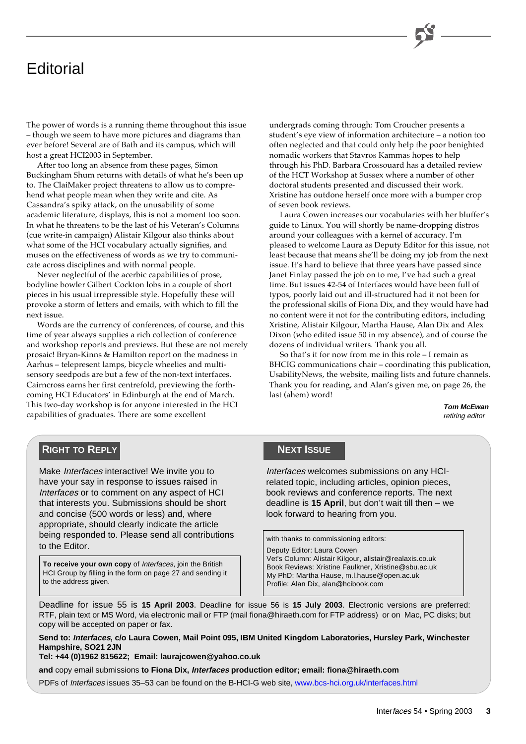# Editorial

The power of words is a running theme throughout this issue – though we seem to have more pictures and diagrams than ever before! Several are of Bath and its campus, which will host a great HCI2003 in September.

After too long an absence from these pages, Simon Buckingham Shum returns with details of what he's been up to. The ClaiMaker project threatens to allow us to comprehend what people mean when they write and cite. As Cassandra's spiky attack, on the unusability of some academic literature, displays, this is not a moment too soon. In what he threatens to be the last of his Veteran's Columns (cue write-in campaign) Alistair Kilgour also thinks about what some of the HCI vocabulary actually signifies, and muses on the effectiveness of words as we try to communicate across disciplines and with normal people.

Never neglectful of the acerbic capabilities of prose, bodyline bowler Gilbert Cockton lobs in a couple of short pieces in his usual irrepressible style. Hopefully these will provoke a storm of letters and emails, with which to fill the next issue.

Words are the currency of conferences, of course, and this time of year always supplies a rich collection of conference and workshop reports and previews. But these are not merely prosaic! Bryan-Kinns & Hamilton report on the madness in Aarhus – telepresent lamps, bicycle wheelies and multisensory seedpods are but a few of the non-text interfaces. Cairncross earns her first centrefold, previewing the forthcoming HCI Educators' in Edinburgh at the end of March. This two-day workshop is for anyone interested in the HCI capabilities of graduates. There are some excellent undergrads coming through: Tom Croucher presents a student's eye view of information architecture – a notion too often neglected and that could only help the poor benighted nomadic workers that Stavros Kammas hopes to help through his PhD. Barbara Crossouard has a detailed review of the HCT Workshop at Sussex where a number of other doctoral students presented and discussed their work. Xristine has outdone herself once more with a bumper crop of seven book reviews.

Laura Cowen increases our vocabularies with her bluffer's guide to Linux. You will shortly be name-dropping distros around your colleagues with a kernel of accuracy. I'm pleased to welcome Laura as Deputy Editor for this issue, not least because that means she'll be doing my job from the next issue. It's hard to believe that three years have passed since Janet Finlay passed the job on to me, I've had such a great time. But issues 42-54 of Interfaces would have been full of typos, poorly laid out and ill-structured had it not been for the professional skills of Fiona Dix, and they would have had no content were it not for the contributing editors, including Xristine, Alistair Kilgour, Martha Hause, Alan Dix and Alex Dixon (who edited issue 50 in my absence), and of course the dozens of individual writers. Thank you all.

So that's it for now from me in this role – I remain as BHCIG communications chair – coordinating this publication, UsabilityNews, the website, mailing lists and future channels. Thank you for reading, and Alan's given me, on page 26, the last (ahem) word!

***Tom McEwan***
*retiring editor*

## Right to Reply

Make *Interfaces* interactive! We invite you to have your say in response to issues raised in *Interfaces* or to comment on any aspect of HCI that interests you. Submissions should be short and concise (500 words or less) and, where appropriate, should clearly indicate the article being responded to. Please send all contributions to the Editor.

**To receive your own copy** of *Interfaces*, join the British HCI Group by filling in the form on page 27 and sending it to the address given.

## Next Issue

*Interfaces* welcomes submissions on any HCI-related topic, including articles, opinion pieces, book reviews and conference reports. The next deadline is **15 April**, but don't wait till then – we look forward to hearing from you.

with thanks to commissioning editors:

Deputy Editor: Laura Cowen
Vet's Column: Alistair Kilgour, alistair@realaxis.co.uk
Book Reviews: Xristine Faulkner, Xristine@sbu.ac.uk
My PhD: Martha Hause, m.l.hause@open.ac.uk
Profile: Alan Dix, alan@hcibook.com

Deadline for issue 55 is **15 April 2003**. Deadline for issue 56 is **15 July 2003**. Electronic versions are preferred: RTF, plain text or MS Word, via electronic mail or FTP (mail fiona@hiraeth.com for FTP address) or on Mac, PC disks; but copy will be accepted on paper or fax.

**Send to: *Interfaces*, c/o Laura Cowen, Mail Point 095, IBM United Kingdom Laboratories, Hursley Park, Winchester Hampshire, SO21 2JN**
**Tel: +44 (0)1962 815622; Email: laurajcowen@yahoo.co.uk**

**and** copy email submissions **to Fiona Dix, *Interfaces* production editor; email: fiona@hiraeth.com**

PDFs of *Interfaces* issues 35–53 can be found on the B-HCI-G web site, www.bcs-hci.org.uk/interfaces.html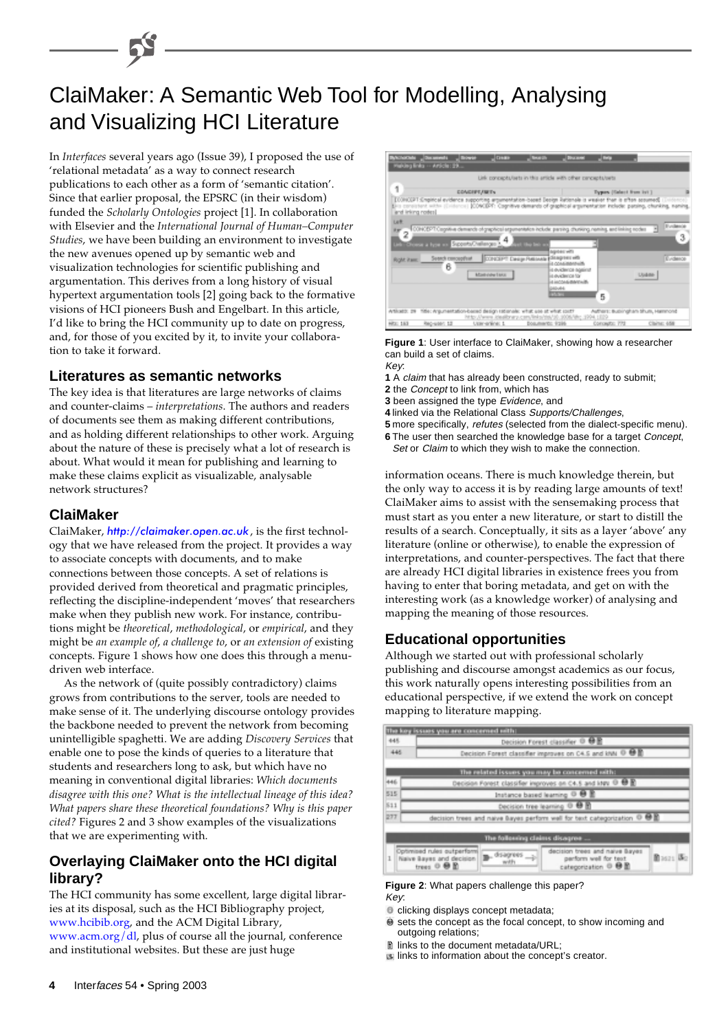# ClaiMaker: A Semantic Web Tool for Modelling, Analysing and Visualizing HCI Literature

In *Interfaces* several years ago (Issue 39), I proposed the use of 'relational metadata' as a way to connect research publications to each other as a form of 'semantic citation'. Since that earlier proposal, the EPSRC (in their wisdom) funded the *Scholarly Ontologies* project [1]. In collaboration with Elsevier and the *International Journal of Human–Computer Studies*, we have been building an environment to investigate the new avenues opened up by semantic web and visualization technologies for scientific publishing and argumentation. This derives from a long history of visual hypertext argumentation tools [2] going back to the formative visions of HCI pioneers Bush and Engelbart. In this article, I'd like to bring the HCI community up to date on progress, and, for those of you excited by it, to invite your collaboration to take it forward.

## Literatures as semantic networks

The key idea is that literatures are large networks of claims and counter-claims – *interpretations*. The authors and readers of documents see them as making different contributions, and as holding different relationships to other work. Arguing about the nature of these is precisely what a lot of research is about. What would it mean for publishing and learning to make these claims explicit as visualizable, analysable network structures?

## ClaiMaker

ClaiMaker, *http://claimaker.open.ac.uk*, is the first technology that we have released from the project. It provides a way to associate concepts with documents, and to make connections between those concepts. A set of relations is provided derived from theoretical and pragmatic principles, reflecting the discipline-independent 'moves' that researchers make when they publish new work. For instance, contributions might be *theoretical*, *methodological*, or *empirical*, and they might be *an example of*, *a challenge to*, or *an extension of* existing concepts. Figure 1 shows how one does this through a menu-driven web interface.

As the network of (quite possibly contradictory) claims grows from contributions to the server, tools are needed to make sense of it. The underlying discourse ontology provides the backbone needed to prevent the network from becoming unintelligible spaghetti. We are adding *Discovery Services* that enable one to pose the kinds of queries to a literature that students and researchers long to ask, but which have no meaning in conventional digital libraries: *Which documents disagree with this one? What is the intellectual lineage of this idea? What papers share these theoretical foundations? Why is this paper cited?* Figures 2 and 3 show examples of the visualizations that we are experimenting with.

## Overlaying ClaiMaker onto the HCI digital library?

The HCI community has some excellent, large digital libraries at its disposal, such as the HCI Bibliography project, www.hcibib.org, and the ACM Digital Library, www.acm.org/dl, plus of course all the journal, conference and institutional websites. But these are just huge information oceans. There is much knowledge therein, but the only way to access it is by reading large amounts of text! ClaiMaker aims to assist with the sensemaking process that must start as you enter a new literature, or start to distill the results of a search. Conceptually, it sits as a layer 'above' any literature (online or otherwise), to enable the expression of interpretations, and counter-perspectives. The fact that there are already HCI digital libraries in existence frees you from having to enter that boring metadata, and get on with the interesting work (as a knowledge worker) of analysing and mapping the meaning of those resources.

**Figure 1**: User interface to ClaiMaker, showing how a researcher can build a set of claims.

*Key*:

**1** A *claim* that has already been constructed, ready to submit;
**2** the *Concept* to link from, which has
**3** been assigned the type *Evidence*, and
**4** linked via the Relational Class *Supports/Challenges*,
**5** more specifically, *refutes* (selected from the dialect-specific menu).
**6** The user then searched the knowledge base for a target *Concept*, *Set* or *Claim* to which they wish to make the connection.

## Educational opportunities

Although we started out with professional scholarly publishing and discourse amongst academics as our focus, this work naturally opens interesting possibilities from an educational perspective, if we extend the work on concept mapping to literature mapping.

**Figure 2**: What papers challenge this paper?

*Key*:

- clicking displays concept metadata;
- sets the concept as the focal concept, to show incoming and outgoing relations;
- links to the document metadata/URL;
- links to information about the concept's creator.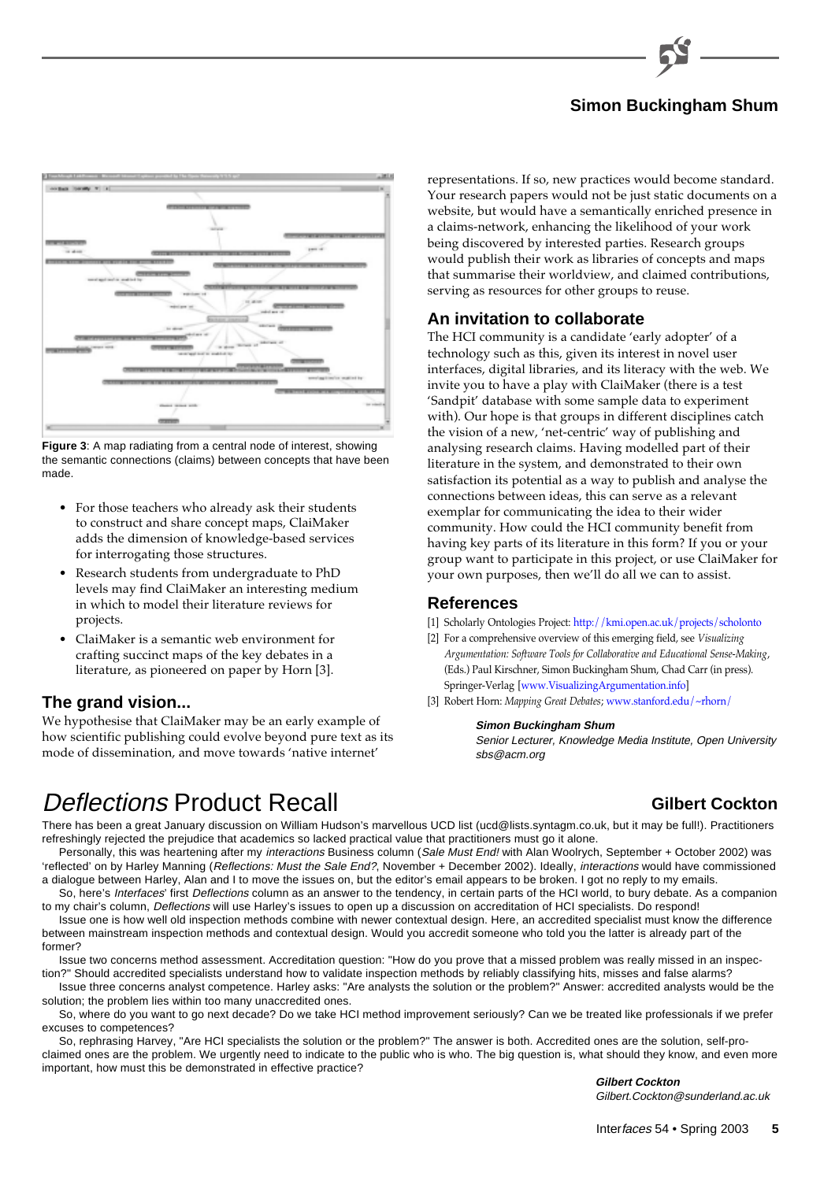## Simon Buckingham Shum

**Figure 3**: A map radiating from a central node of interest, showing the semantic connections (claims) between concepts that have been made.

- For those teachers who already ask their students to construct and share concept maps, ClaiMaker adds the dimension of knowledge-based services for interrogating those structures.
- Research students from undergraduate to PhD levels may find ClaiMaker an interesting medium in which to model their literature reviews for projects.
- ClaiMaker is a semantic web environment for crafting succinct maps of the key debates in a literature, as pioneered on paper by Horn [3].

### The grand vision...

We hypothesise that ClaiMaker may be an early example of how scientific publishing could evolve beyond pure text as its mode of dissemination, and move towards 'native internet' representations. If so, new practices would become standard. Your research papers would not be just static documents on a website, but would have a semantically enriched presence in a claims-network, enhancing the likelihood of your work being discovered by interested parties. Research groups would publish their work as libraries of concepts and maps that summarise their worldview, and claimed contributions, serving as resources for other groups to reuse.

### An invitation to collaborate

The HCI community is a candidate 'early adopter' of a technology such as this, given its interest in novel user interfaces, digital libraries, and its literacy with the web. We invite you to have a play with ClaiMaker (there is a test 'Sandpit' database with some sample data to experiment with). Our hope is that groups in different disciplines catch the vision of a new, 'net-centric' way of publishing and analysing research claims. Having modelled part of their literature in the system, and demonstrated to their own satisfaction its potential as a way to publish and analyse the connections between ideas, this can serve as a relevant exemplar for communicating the idea to their wider community. How could the HCI community benefit from having key parts of its literature in this form? If you or your group want to participate in this project, or use ClaiMaker for your own purposes, then we'll do all we can to assist.

### References

[1] Scholarly Ontologies Project: http://kmi.open.ac.uk/projects/scholonto

[2] For a comprehensive overview of this emerging field, see *Visualizing Argumentation: Software Tools for Collaborative and Educational Sense-Making*, (Eds.) Paul Kirschner, Simon Buckingham Shum, Chad Carr (in press). Springer-Verlag [www.VisualizingArgumentation.info]

[3] Robert Horn: *Mapping Great Debates*; www.stanford.edu/~rhorn/

***Simon Buckingham Shum***
*Senior Lecturer, Knowledge Media Institute, Open University*
*sbs@acm.org*

# *Deflections* Product Recall

## Gilbert Cockton

There has been a great January discussion on William Hudson's marvellous UCD list (ucd@lists.syntagm.co.uk, but it may be full!). Practitioners refreshingly rejected the prejudice that academics so lacked practical value that practitioners must go it alone.

Personally, this was heartening after my *interactions* Business column (*Sale Must End!* with Alan Woolrych, September + October 2002) was 'reflected' on by Harley Manning (*Reflections: Must the Sale End?*, November + December 2002). Ideally, *interactions* would have commissioned a dialogue between Harley, Alan and I to move the issues on, but the editor's email appears to be broken. I got no reply to my emails.

So, here's *Interfaces*' first *Deflections* column as an answer to the tendency, in certain parts of the HCI world, to bury debate. As a companion to my chair's column, *Deflections* will use Harley's issues to open up a discussion on accreditation of HCI specialists. Do respond!

Issue one is how well old inspection methods combine with newer contextual design. Here, an accredited specialist must know the difference between mainstream inspection methods and contextual design. Would you accredit someone who told you the latter is already part of the former?

Issue two concerns method assessment. Accreditation question: "How do you prove that a missed problem was really missed in an inspection?" Should accredited specialists understand how to validate inspection methods by reliably classifying hits, misses and false alarms?

Issue three concerns analyst competence. Harley asks: "Are analysts the solution or the problem?" Answer: accredited analysts would be the solution; the problem lies within too many unaccredited ones.

So, where do you want to go next decade? Do we take HCI method improvement seriously? Can we be treated like professionals if we prefer excuses to competences?

So, rephrasing Harvey, "Are HCI specialists the solution or the problem?" The answer is both. Accredited ones are the solution, self-proclaimed ones are the problem. We urgently need to indicate to the public who is who. The big question is, what should they know, and even more important, how must this be demonstrated in effective practice?

***Gilbert Cockton***
*Gilbert.Cockton@sunderland.ac.uk*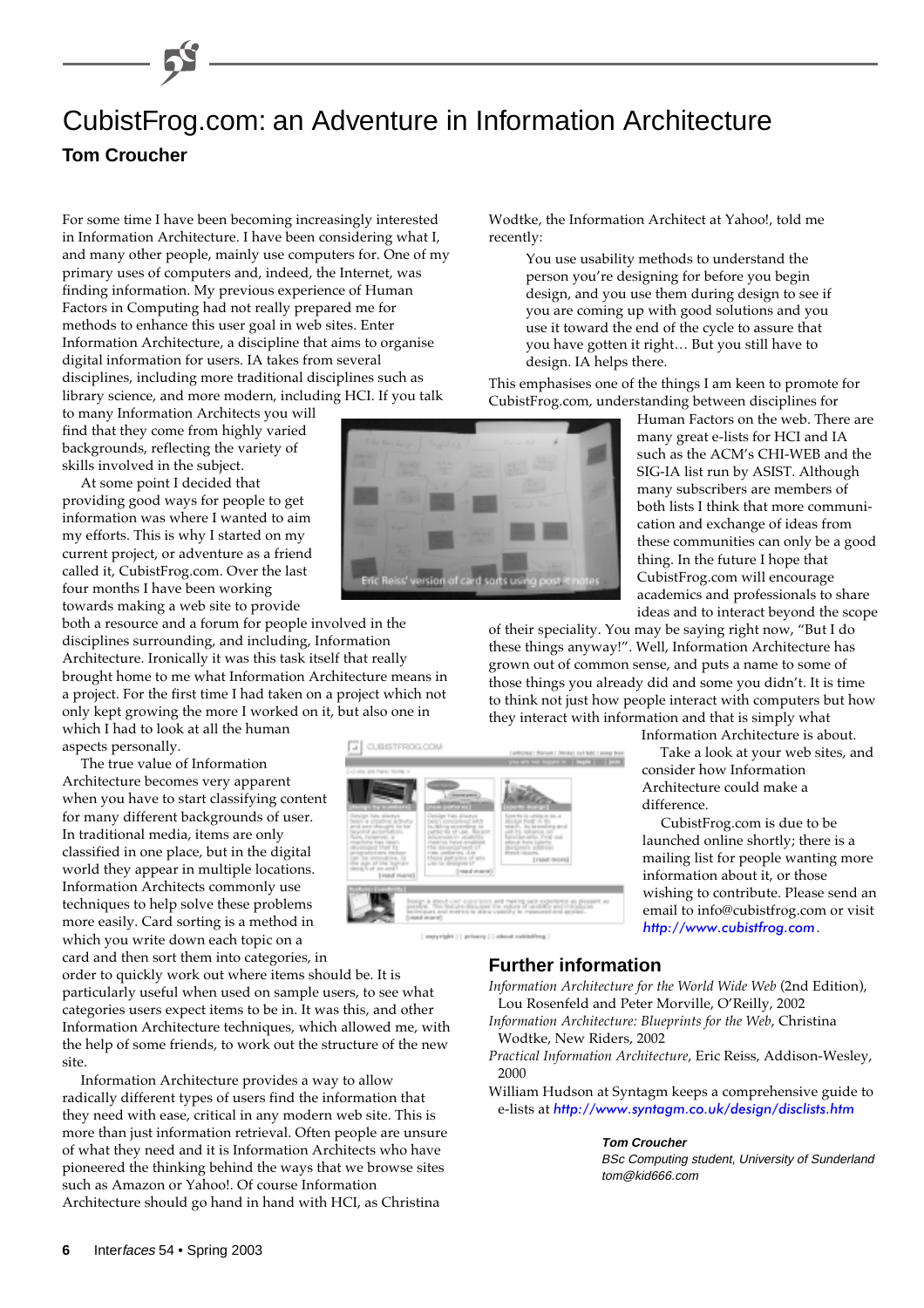# CubistFrog.com: an Adventure in Information Architecture

**Tom Croucher**

For some time I have been becoming increasingly interested in Information Architecture. I have been considering what I, and many other people, mainly use computers for. One of my primary uses of computers and, indeed, the Internet, was finding information. My previous experience of Human Factors in Computing had not really prepared me for methods to enhance this user goal in web sites. Enter Information Architecture, a discipline that aims to organise digital information for users. IA takes from several disciplines, including more traditional disciplines such as library science, and more modern, including HCI. If you talk to many Information Architects you will find that they come from highly varied backgrounds, reflecting the variety of skills involved in the subject.

At some point I decided that providing good ways for people to get information was where I wanted to aim my efforts. This is why I started on my current project, or adventure as a friend called it, CubistFrog.com. Over the last four months I have been working towards making a web site to provide both a resource and a forum for people involved in the disciplines surrounding, and including, Information Architecture. Ironically it was this task itself that really brought home to me what Information Architecture means in a project. For the first time I had taken on a project which not only kept growing the more I worked on it, but also one in which I had to look at all the human aspects personally.

Eric Reiss' version of card sorts using post-it notes

The true value of Information Architecture becomes very apparent when you have to start classifying content for many different backgrounds of user. In traditional media, items are only classified in one place, but in the digital world they appear in multiple locations. Information Architects commonly use techniques to help solve these problems more easily. Card sorting is a method in which you write down each topic on a card and then sort them into categories, in order to quickly work out where items should be. It is particularly useful when used on sample users, to see what categories users expect items to be in. It was this, and other Information Architecture techniques, which allowed me, with the help of some friends, to work out the structure of the new site.

Information Architecture provides a way to allow radically different types of users find the information that they need with ease, critical in any modern web site. This is more than just information retrieval. Often people are unsure of what they need and it is Information Architects who have pioneered the thinking behind the ways that we browse sites such as Amazon or Yahoo!. Of course Information Architecture should go hand in hand with HCI, as Christina Wodtke, the Information Architect at Yahoo!, told me recently:

> You use usability methods to understand the person you're designing for before you begin design, and you use them during design to see if you are coming up with good solutions and you use it toward the end of the cycle to assure that you have gotten it right… But you still have to design. IA helps there.

This emphasises one of the things I am keen to promote for CubistFrog.com, understanding between disciplines for Human Factors on the web. There are many great e-lists for HCI and IA such as the ACM's CHI-WEB and the SIG-IA list run by ASIST. Although many subscribers are members of both lists I think that more communication and exchange of ideas from these communities can only be a good thing. In the future I hope that CubistFrog.com will encourage academics and professionals to share ideas and to interact beyond the scope of their speciality. You may be saying right now, "But I do these things anyway!". Well, Information Architecture has grown out of common sense, and puts a name to some of those things you already did and some you didn't. It is time to think not just how people interact with computers but how they interact with information and that is simply what Information Architecture is about.

Take a look at your web sites, and consider how Information Architecture could make a difference.

CubistFrog.com is due to be launched online shortly; there is a mailing list for people wanting more information about it, or those wishing to contribute. Please send an email to info@cubistfrog.com or visit *http://www.cubistfrog.com*.

## Further information

*Information Architecture for the World Wide Web* (2nd Edition), Lou Rosenfeld and Peter Morville, O'Reilly, 2002

*Information Architecture: Blueprints for the Web*, Christina Wodtke, New Riders, 2002

*Practical Information Architecture*, Eric Reiss, Addison-Wesley, 2000

William Hudson at Syntagm keeps a comprehensive guide to e-lists at *http://www.syntagm.co.uk/design/disclists.htm*

***Tom Croucher***
*BSc Computing student, University of Sunderland*
*tom@kid666.com*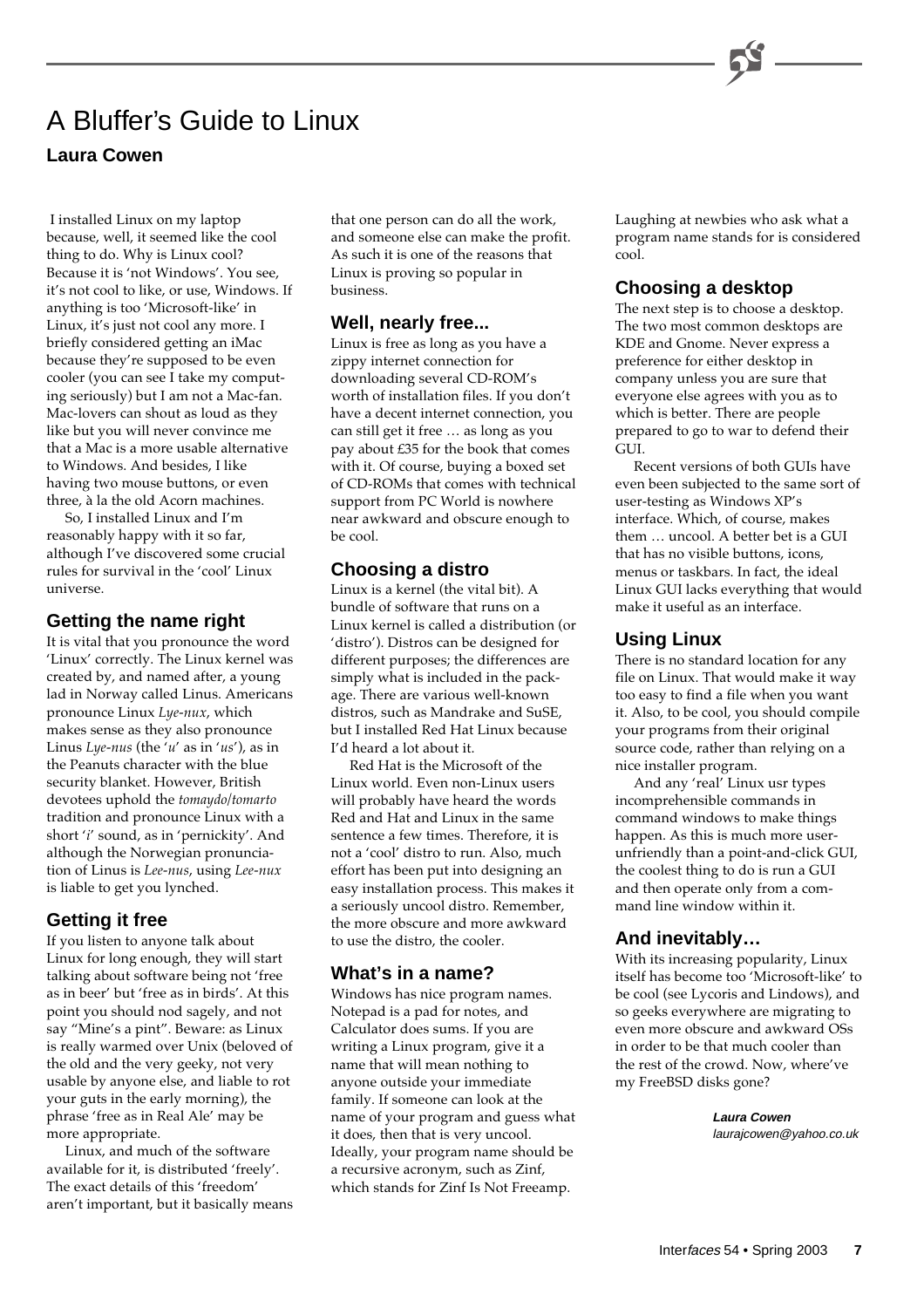# A Bluffer's Guide to Linux

**Laura Cowen**

I installed Linux on my laptop because, well, it seemed like the cool thing to do. Why is Linux cool? Because it is 'not Windows'. You see, it's not cool to like, or use, Windows. If anything is too 'Microsoft-like' in Linux, it's just not cool any more. I briefly considered getting an iMac because they're supposed to be even cooler (you can see I take my computing seriously) but I am not a Mac-fan. Mac-lovers can shout as loud as they like but you will never convince me that a Mac is a more usable alternative to Windows. And besides, I like having two mouse buttons, or even three, à la the old Acorn machines.

So, I installed Linux and I'm reasonably happy with it so far, although I've discovered some crucial rules for survival in the 'cool' Linux universe.

## Getting the name right

It is vital that you pronounce the word 'Linux' correctly. The Linux kernel was created by, and named after, a young lad in Norway called Linus. Americans pronounce Linux *Lye-nux*, which makes sense as they also pronounce Linus *Lye-nus* (the '*u*' as in '*us*'), as in the Peanuts character with the blue security blanket. However, British devotees uphold the *tomaydo/tomarto* tradition and pronounce Linux with a short '*i*' sound, as in 'pernickity'. And although the Norwegian pronunciation of Linus is *Lee-nus*, using *Lee-nux* is liable to get you lynched.

## Getting it free

If you listen to anyone talk about Linux for long enough, they will start talking about software being not 'free as in beer' but 'free as in birds'. At this point you should nod sagely, and not say "Mine's a pint". Beware: as Linux is really warmed over Unix (beloved of the old and the very geeky, not very usable by anyone else, and liable to rot your guts in the early morning), the phrase 'free as in Real Ale' may be more appropriate.

Linux, and much of the software available for it, is distributed 'freely'. The exact details of this 'freedom' aren't important, but it basically means that one person can do all the work, and someone else can make the profit. As such it is one of the reasons that Linux is proving so popular in business.

## Well, nearly free...

Linux is free as long as you have a zippy internet connection for downloading several CD-ROM's worth of installation files. If you don't have a decent internet connection, you can still get it free … as long as you pay about £35 for the book that comes with it. Of course, buying a boxed set of CD-ROMs that comes with technical support from PC World is nowhere near awkward and obscure enough to be cool.

## Choosing a distro

Linux is a kernel (the vital bit). A bundle of software that runs on a Linux kernel is called a distribution (or 'distro'). Distros can be designed for different purposes; the differences are simply what is included in the package. There are various well-known distros, such as Mandrake and SuSE, but I installed Red Hat Linux because I'd heard a lot about it.

Red Hat is the Microsoft of the Linux world. Even non-Linux users will probably have heard the words Red and Hat and Linux in the same sentence a few times. Therefore, it is not a 'cool' distro to run. Also, much effort has been put into designing an easy installation process. This makes it a seriously uncool distro. Remember, the more obscure and more awkward to use the distro, the cooler.

## What's in a name?

Windows has nice program names. Notepad is a pad for notes, and Calculator does sums. If you are writing a Linux program, give it a name that will mean nothing to anyone outside your immediate family. If someone can look at the name of your program and guess what it does, then that is very uncool. Ideally, your program name should be a recursive acronym, such as Zinf, which stands for Zinf Is Not Freeamp. Laughing at newbies who ask what a program name stands for is considered cool.

## Choosing a desktop

The next step is to choose a desktop. The two most common desktops are KDE and Gnome. Never express a preference for either desktop in company unless you are sure that everyone else agrees with you as to which is better. There are people prepared to go to war to defend their GUI.

Recent versions of both GUIs have even been subjected to the same sort of user-testing as Windows XP's interface. Which, of course, makes them … uncool. A better bet is a GUI that has no visible buttons, icons, menus or taskbars. In fact, the ideal Linux GUI lacks everything that would make it useful as an interface.

## Using Linux

There is no standard location for any file on Linux. That would make it way too easy to find a file when you want it. Also, to be cool, you should compile your programs from their original source code, rather than relying on a nice installer program.

And any 'real' Linux usr types incomprehensible commands in command windows to make things happen. As this is much more user-unfriendly than a point-and-click GUI, the coolest thing to do is run a GUI and then operate only from a command line window within it.

## And inevitably…

With its increasing popularity, Linux itself has become too 'Microsoft-like' to be cool (see Lycoris and Lindows), and so geeks everywhere are migrating to even more obscure and awkward OSs in order to be that much cooler than the rest of the crowd. Now, where've my FreeBSD disks gone?

***Laura Cowen***
*laurajcowen@yahoo.co.uk*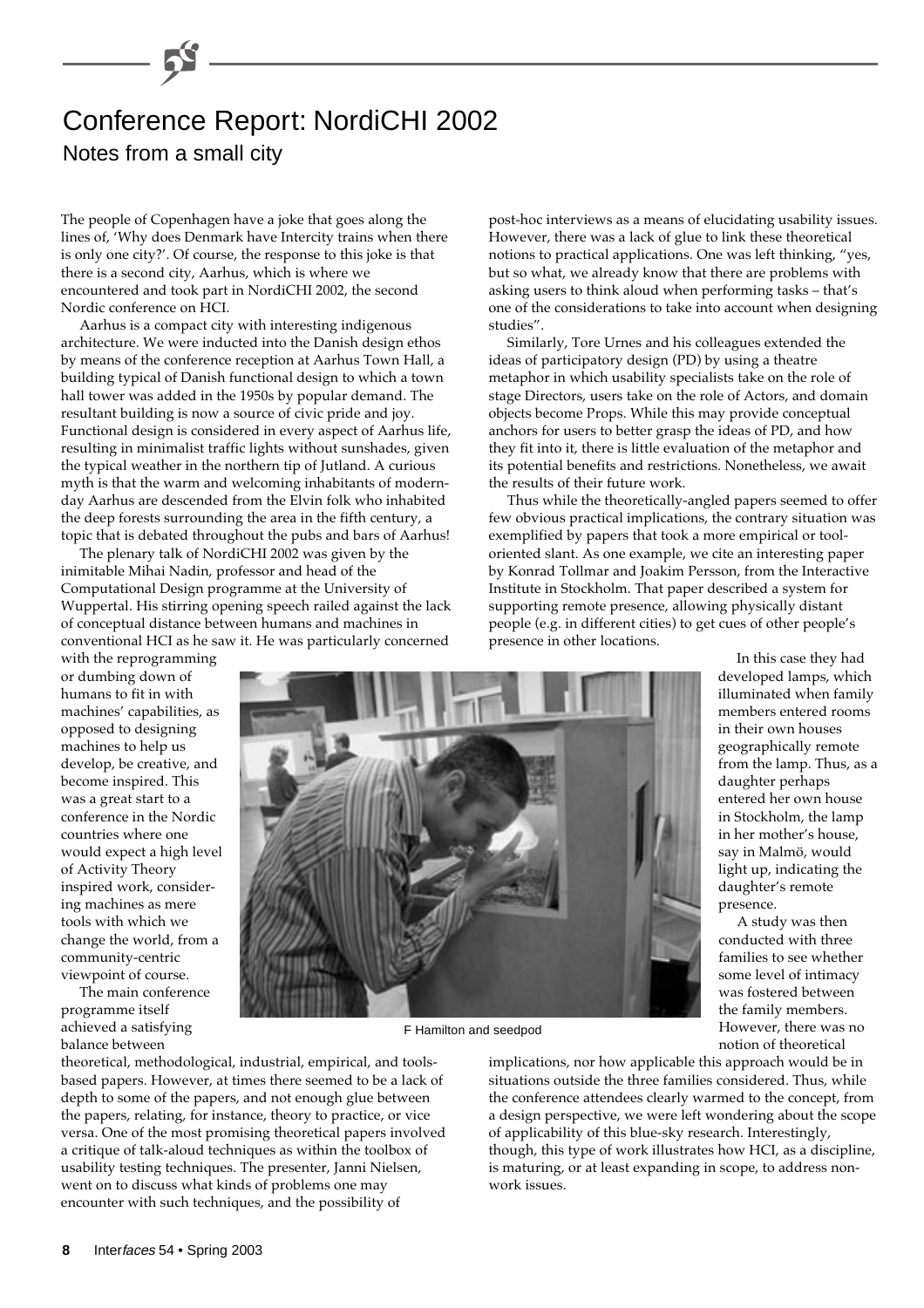# Conference Report: NordiCHI 2002

## Notes from a small city

The people of Copenhagen have a joke that goes along the lines of, 'Why does Denmark have Intercity trains when there is only one city?'. Of course, the response to this joke is that there is a second city, Aarhus, which is where we encountered and took part in NordiCHI 2002, the second Nordic conference on HCI.

Aarhus is a compact city with interesting indigenous architecture. We were inducted into the Danish design ethos by means of the conference reception at Aarhus Town Hall, a building typical of Danish functional design to which a town hall tower was added in the 1950s by popular demand. The resultant building is now a source of civic pride and joy. Functional design is considered in every aspect of Aarhus life, resulting in minimalist traffic lights without sunshades, given the typical weather in the northern tip of Jutland. A curious myth is that the warm and welcoming inhabitants of modern-day Aarhus are descended from the Elvin folk who inhabited the deep forests surrounding the area in the fifth century, a topic that is debated throughout the pubs and bars of Aarhus!

The plenary talk of NordiCHI 2002 was given by the inimitable Mihai Nadin, professor and head of the Computational Design programme at the University of Wuppertal. His stirring opening speech railed against the lack of conceptual distance between humans and machines in conventional HCI as he saw it. He was particularly concerned with the reprogramming or dumbing down of humans to fit in with machines' capabilities, as opposed to designing machines to help us develop, be creative, and become inspired. This was a great start to a conference in the Nordic countries where one would expect a high level of Activity Theory inspired work, considering machines as mere tools with which we change the world, from a community-centric viewpoint of course.

F Hamilton and seedpod

The main conference programme itself achieved a satisfying balance between theoretical, methodological, industrial, empirical, and tools-based papers. However, at times there seemed to be a lack of depth to some of the papers, and not enough glue between the papers, relating, for instance, theory to practice, or vice versa. One of the most promising theoretical papers involved a critique of talk-aloud techniques as within the toolbox of usability testing techniques. The presenter, Janni Nielsen, went on to discuss what kinds of problems one may encounter with such techniques, and the possibility of post-hoc interviews as a means of elucidating usability issues. However, there was a lack of glue to link these theoretical notions to practical applications. One was left thinking, "yes, but so what, we already know that there are problems with asking users to think aloud when performing tasks – that's one of the considerations to take into account when designing studies".

Similarly, Tore Urnes and his colleagues extended the ideas of participatory design (PD) by using a theatre metaphor in which usability specialists take on the role of stage Directors, users take on the role of Actors, and domain objects become Props. While this may provide conceptual anchors for users to better grasp the ideas of PD, and how they fit into it, there is little evaluation of the metaphor and its potential benefits and restrictions. Nonetheless, we await the results of their future work.

Thus while the theoretically-angled papers seemed to offer few obvious practical implications, the contrary situation was exemplified by papers that took a more empirical or tool-oriented slant. As one example, we cite an interesting paper by Konrad Tollmar and Joakim Persson, from the Interactive Institute in Stockholm. That paper described a system for supporting remote presence, allowing physically distant people (e.g. in different cities) to get cues of other people's presence in other locations.

In this case they had developed lamps, which illuminated when family members entered rooms in their own houses geographically remote from the lamp. Thus, as a daughter perhaps entered her own house in Stockholm, the lamp in her mother's house, say in Malmö, would light up, indicating the daughter's remote presence.

A study was then conducted with three families to see whether some level of intimacy was fostered between the family members. However, there was no notion of theoretical implications, nor how applicable this approach would be in situations outside the three families considered. Thus, while the conference attendees clearly warmed to the concept, from a design perspective, we were left wondering about the scope of applicability of this blue-sky research. Interestingly, though, this type of work illustrates how HCI, as a discipline, is maturing, or at least expanding in scope, to address non-work issues.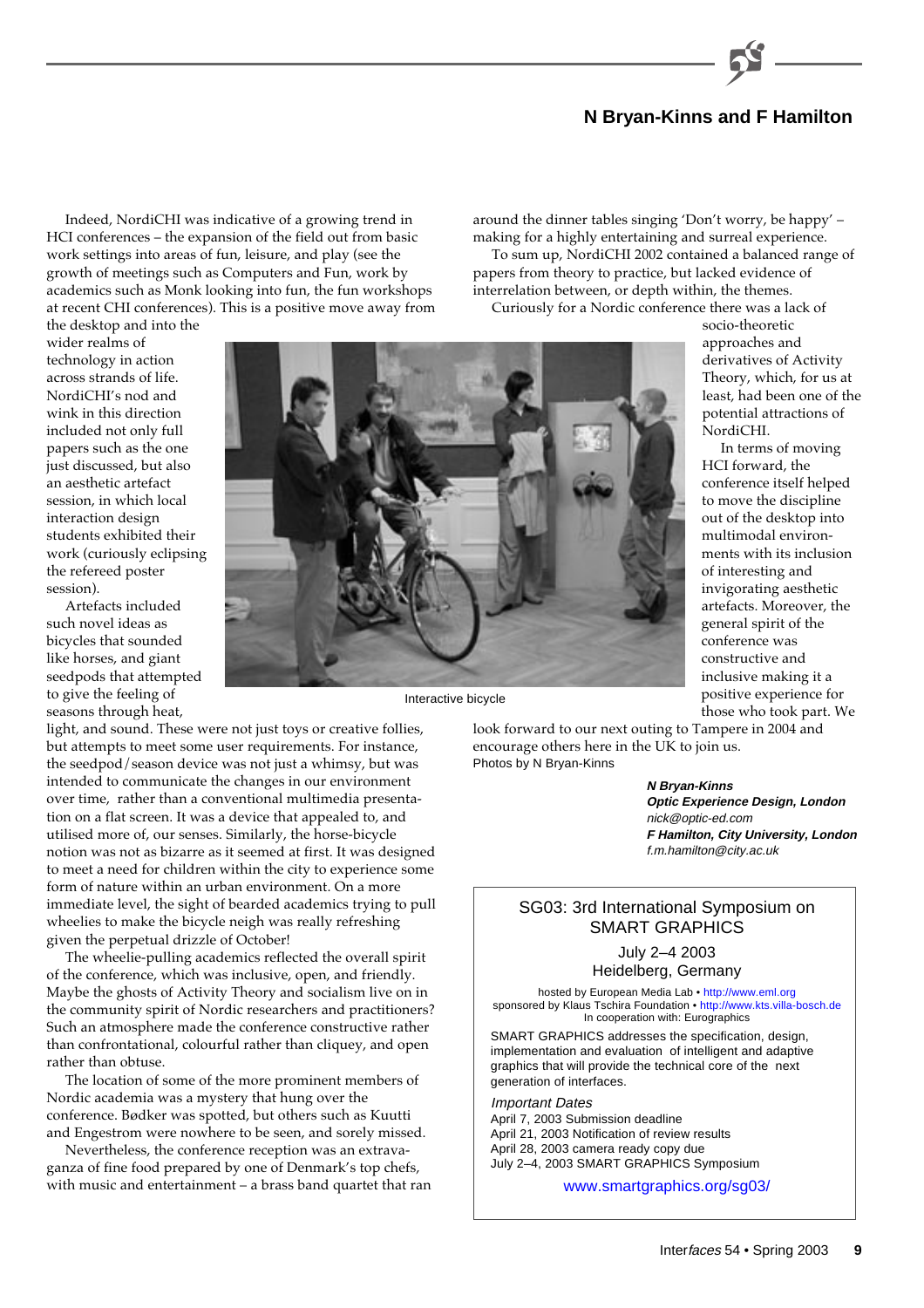Indeed, NordiCHI was indicative of a growing trend in HCI conferences – the expansion of the field out from basic work settings into areas of fun, leisure, and play (see the growth of meetings such as Computers and Fun, work by academics such as Monk looking into fun, the fun workshops at recent CHI conferences). This is a positive move away from the desktop and into the wider realms of technology in action across strands of life. NordiCHI's nod and wink in this direction included not only full papers such as the one just discussed, but also an aesthetic artefact session, in which local interaction design students exhibited their work (curiously eclipsing the refereed poster session).

Artefacts included such novel ideas as bicycles that sounded like horses, and giant seedpods that attempted to give the feeling of seasons through heat, light, and sound. These were not just toys or creative follies, but attempts to meet some user requirements. For instance, the seedpod/season device was not just a whimsy, but was intended to communicate the changes in our environment over time, rather than a conventional multimedia presentation on a flat screen. It was a device that appealed to, and utilised more of, our senses. Similarly, the horse-bicycle notion was not as bizarre as it seemed at first. It was designed to meet a need for children within the city to experience some form of nature within an urban environment. On a more immediate level, the sight of bearded academics trying to pull wheelies to make the bicycle neigh was really refreshing given the perpetual drizzle of October!

Interactive bicycle

The wheelie-pulling academics reflected the overall spirit of the conference, which was inclusive, open, and friendly. Maybe the ghosts of Activity Theory and socialism live on in the community spirit of Nordic researchers and practitioners? Such an atmosphere made the conference constructive rather than confrontational, colourful rather than cliquey, and open rather than obtuse.

The location of some of the more prominent members of Nordic academia was a mystery that hung over the conference. Bødker was spotted, but others such as Kuutti and Engestrom were nowhere to be seen, and sorely missed.

Nevertheless, the conference reception was an extravaganza of fine food prepared by one of Denmark's top chefs, with music and entertainment – a brass band quartet that ran around the dinner tables singing 'Don't worry, be happy' – making for a highly entertaining and surreal experience.

To sum up, NordiCHI 2002 contained a balanced range of papers from theory to practice, but lacked evidence of interrelation between, or depth within, the themes.

Curiously for a Nordic conference there was a lack of socio-theoretic approaches and derivatives of Activity Theory, which, for us at least, had been one of the potential attractions of NordiCHI.

In terms of moving HCI forward, the conference itself helped to move the discipline out of the desktop into multimodal environments with its inclusion of interesting and invigorating aesthetic artefacts. Moreover, the general spirit of the conference was constructive and inclusive making it a positive experience for those who took part. We look forward to our next outing to Tampere in 2004 and encourage others here in the UK to join us.

Photos by N Bryan-Kinns

***N Bryan-Kinns***
***Optic Experience Design, London***
*nick@optic-ed.com*
***F Hamilton, City University, London***
*f.m.hamilton@city.ac.uk*

---

SG03: 3rd International Symposium on SMART GRAPHICS

July 2–4 2003
Heidelberg, Germany

hosted by European Media Lab • http://www.eml.org
sponsored by Klaus Tschira Foundation • http://www.kts.villa-bosch.de
In cooperation with: Eurographics

SMART GRAPHICS addresses the specification, design, implementation and evaluation of intelligent and adaptive graphics that will provide the technical core of the next generation of interfaces.

*Important Dates*

April 7, 2003 Submission deadline
April 21, 2003 Notification of review results
April 28, 2003 camera ready copy due
July 2–4, 2003 SMART GRAPHICS Symposium

www.smartgraphics.org/sg03/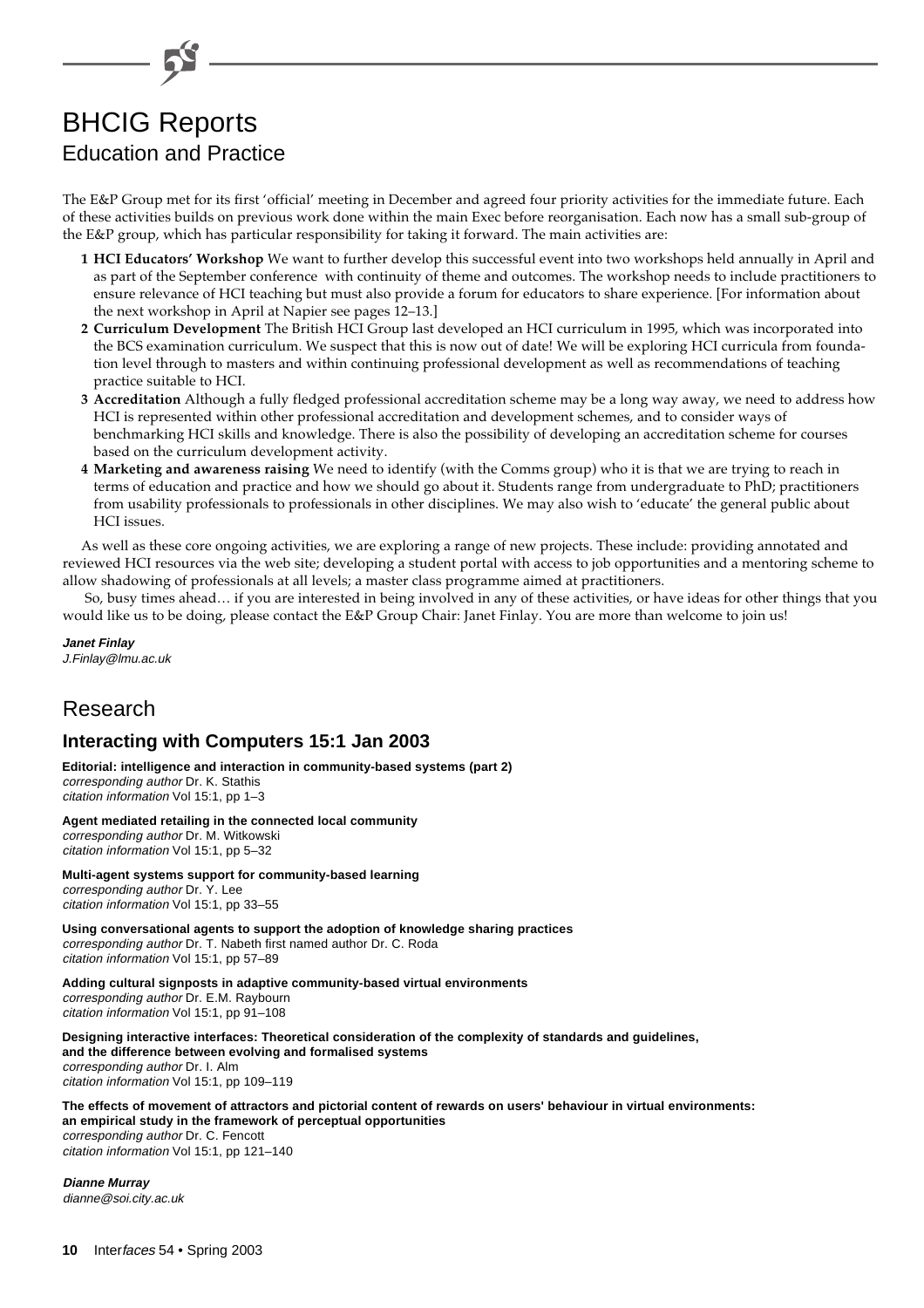# BHCIG Reports

## Education and Practice

The E&P Group met for its first 'official' meeting in December and agreed four priority activities for the immediate future. Each of these activities builds on previous work done within the main Exec before reorganisation. Each now has a small sub-group of the E&P group, which has particular responsibility for taking it forward. The main activities are:

1. **HCI Educators' Workshop** We want to further develop this successful event into two workshops held annually in April and as part of the September conference with continuity of theme and outcomes. The workshop needs to include practitioners to ensure relevance of HCI teaching but must also provide a forum for educators to share experience. [For information about the next workshop in April at Napier see pages 12–13.]
2. **Curriculum Development** The British HCI Group last developed an HCI curriculum in 1995, which was incorporated into the BCS examination curriculum. We suspect that this is now out of date! We will be exploring HCI curricula from foundation level through to masters and within continuing professional development as well as recommendations of teaching practice suitable to HCI.
3. **Accreditation** Although a fully fledged professional accreditation scheme may be a long way away, we need to address how HCI is represented within other professional accreditation and development schemes, and to consider ways of benchmarking HCI skills and knowledge. There is also the possibility of developing an accreditation scheme for courses based on the curriculum development activity.
4. **Marketing and awareness raising** We need to identify (with the Comms group) who it is that we are trying to reach in terms of education and practice and how we should go about it. Students range from undergraduate to PhD; practitioners from usability professionals to professionals in other disciplines. We may also wish to 'educate' the general public about HCI issues.

As well as these core ongoing activities, we are exploring a range of new projects. These include: providing annotated and reviewed HCI resources via the web site; developing a student portal with access to job opportunities and a mentoring scheme to allow shadowing of professionals at all levels; a master class programme aimed at practitioners.

So, busy times ahead… if you are interested in being involved in any of these activities, or have ideas for other things that you would like us to be doing, please contact the E&P Group Chair: Janet Finlay. You are more than welcome to join us!

***Janet Finlay***
*J.Finlay@lmu.ac.uk*

## Research

### Interacting with Computers 15:1 Jan 2003

**Editorial: intelligence and interaction in community-based systems (part 2)**
*corresponding author* Dr. K. Stathis
*citation information* Vol 15:1, pp 1–3

**Agent mediated retailing in the connected local community**
*corresponding author* Dr. M. Witkowski
*citation information* Vol 15:1, pp 5–32

**Multi-agent systems support for community-based learning**
*corresponding author* Dr. Y. Lee
*citation information* Vol 15:1, pp 33–55

**Using conversational agents to support the adoption of knowledge sharing practices**
*corresponding author* Dr. T. Nabeth first named author Dr. C. Roda
*citation information* Vol 15:1, pp 57–89

**Adding cultural signposts in adaptive community-based virtual environments**
*corresponding author* Dr. E.M. Raybourn
*citation information* Vol 15:1, pp 91–108

**Designing interactive interfaces: Theoretical consideration of the complexity of standards and guidelines, and the difference between evolving and formalised systems**
*corresponding author* Dr. I. Alm
*citation information* Vol 15:1, pp 109–119

**The effects of movement of attractors and pictorial content of rewards on users' behaviour in virtual environments: an empirical study in the framework of perceptual opportunities**
*corresponding author* Dr. C. Fencott
*citation information* Vol 15:1, pp 121–140

***Dianne Murray***
*dianne@soi.city.ac.uk*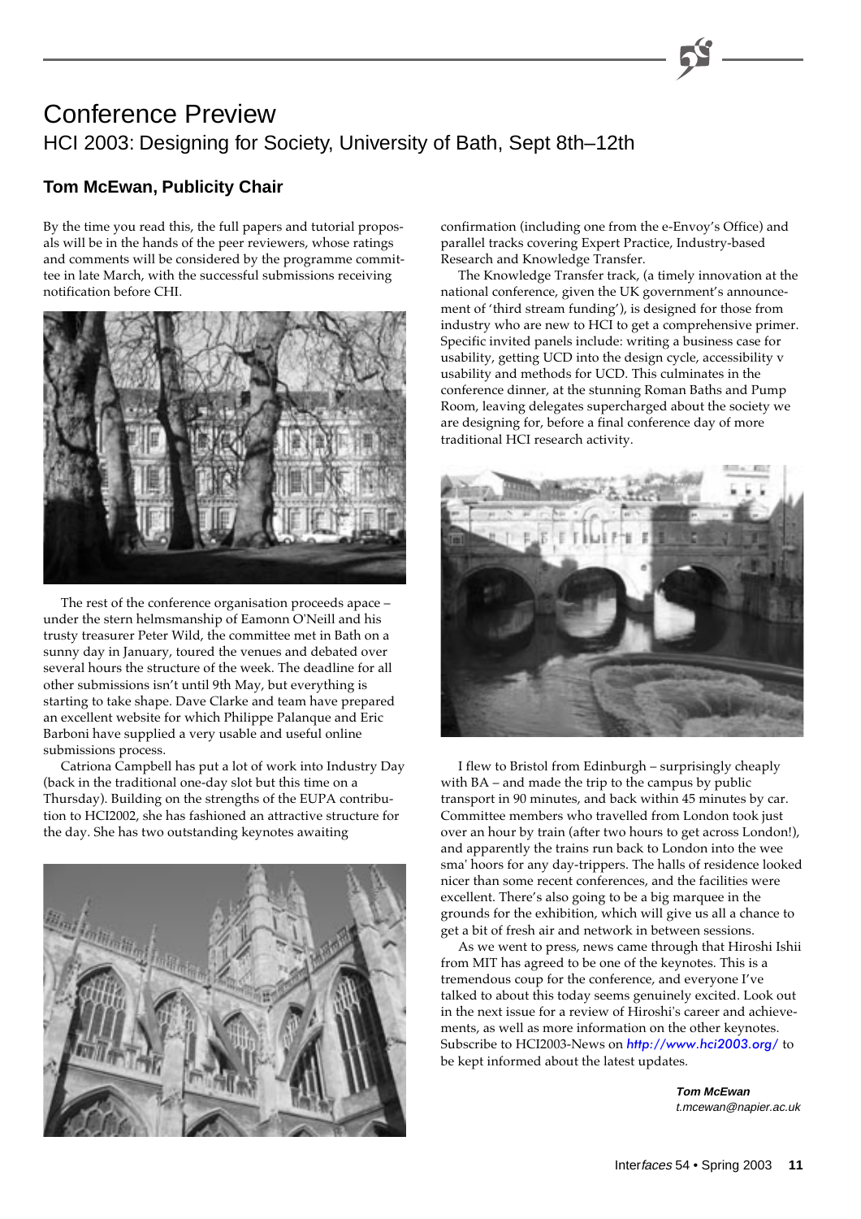# Conference Preview

## HCI 2003: Designing for Society, University of Bath, Sept 8th–12th

### Tom McEwan, Publicity Chair

By the time you read this, the full papers and tutorial proposals will be in the hands of the peer reviewers, whose ratings and comments will be considered by the programme committee in late March, with the successful submissions receiving notification before CHI.

The rest of the conference organisation proceeds apace – under the stern helmsmanship of Eamonn O'Neill and his trusty treasurer Peter Wild, the committee met in Bath on a sunny day in January, toured the venues and debated over several hours the structure of the week. The deadline for all other submissions isn't until 9th May, but everything is starting to take shape. Dave Clarke and team have prepared an excellent website for which Philippe Palanque and Eric Barboni have supplied a very usable and useful online submissions process.

Catriona Campbell has put a lot of work into Industry Day (back in the traditional one-day slot but this time on a Thursday). Building on the strengths of the EUPA contribution to HCI2002, she has fashioned an attractive structure for the day. She has two outstanding keynotes awaiting confirmation (including one from the e-Envoy's Office) and parallel tracks covering Expert Practice, Industry-based Research and Knowledge Transfer.

The Knowledge Transfer track, (a timely innovation at the national conference, given the UK government's announcement of 'third stream funding'), is designed for those from industry who are new to HCI to get a comprehensive primer. Specific invited panels include: writing a business case for usability, getting UCD into the design cycle, accessibility v usability and methods for UCD. This culminates in the conference dinner, at the stunning Roman Baths and Pump Room, leaving delegates supercharged about the society we are designing for, before a final conference day of more traditional HCI research activity.

I flew to Bristol from Edinburgh – surprisingly cheaply with BA – and made the trip to the campus by public transport in 90 minutes, and back within 45 minutes by car. Committee members who travelled from London took just over an hour by train (after two hours to get across London!), and apparently the trains run back to London into the wee sma' hoors for any day-trippers. The halls of residence looked nicer than some recent conferences, and the facilities were excellent. There's also going to be a big marquee in the grounds for the exhibition, which will give us all a chance to get a bit of fresh air and network in between sessions.

As we went to press, news came through that Hiroshi Ishii from MIT has agreed to be one of the keynotes. This is a tremendous coup for the conference, and everyone I've talked to about this today seems genuinely excited. Look out in the next issue for a review of Hiroshi's career and achievements, as well as more information on the other keynotes. Subscribe to HCI2003-News on http://www.hci2003.org/ to be kept informed about the latest updates.

**Tom McEwan**
*t.mcewan@napier.ac.uk*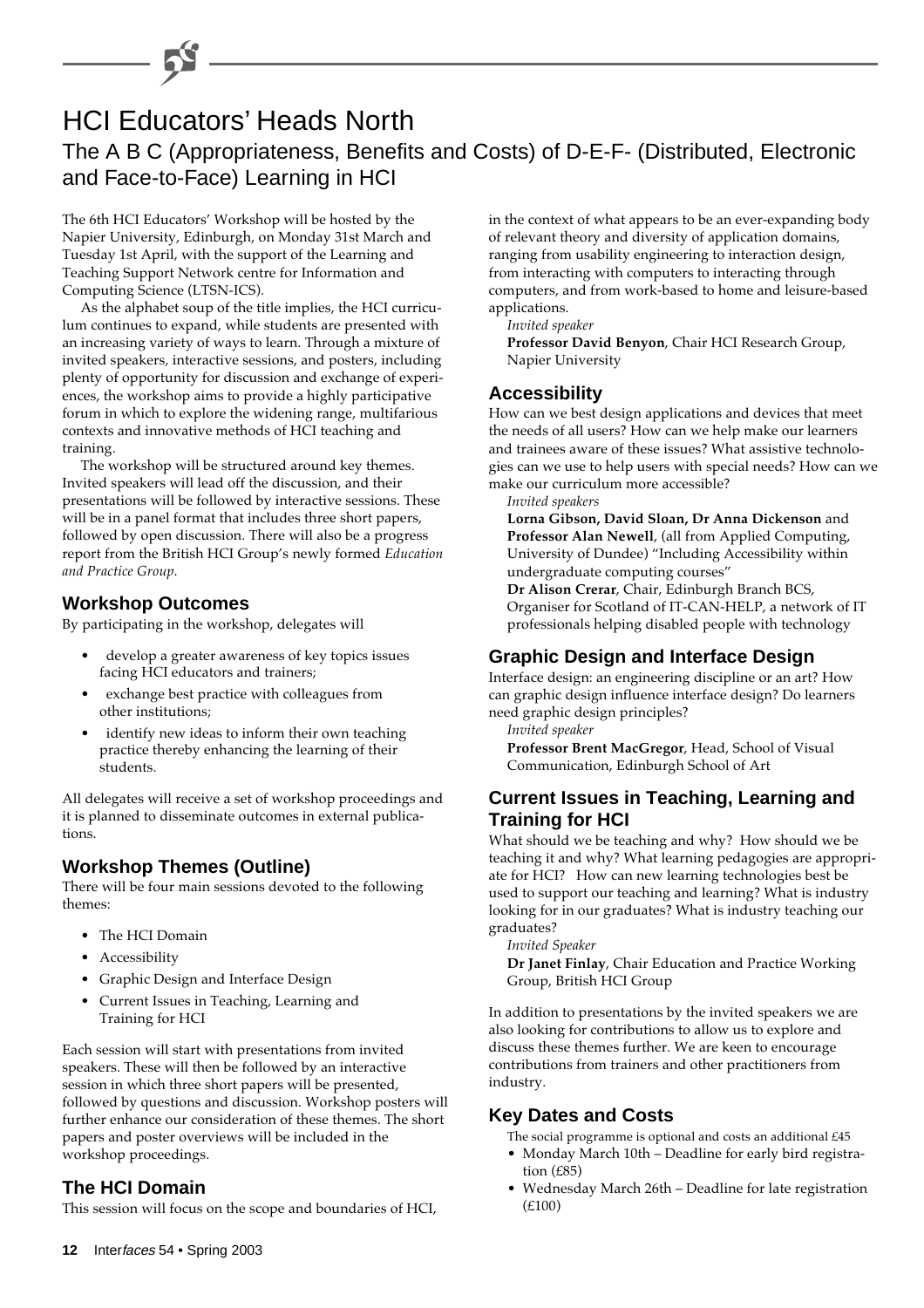# HCI Educators' Heads North

## The A B C (Appropriateness, Benefits and Costs) of D-E-F- (Distributed, Electronic and Face-to-Face) Learning in HCI

The 6th HCI Educators' Workshop will be hosted by the Napier University, Edinburgh, on Monday 31st March and Tuesday 1st April, with the support of the Learning and Teaching Support Network centre for Information and Computing Science (LTSN-ICS).

As the alphabet soup of the title implies, the HCI curriculum continues to expand, while students are presented with an increasing variety of ways to learn. Through a mixture of invited speakers, interactive sessions, and posters, including plenty of opportunity for discussion and exchange of experiences, the workshop aims to provide a highly participative forum in which to explore the widening range, multifarious contexts and innovative methods of HCI teaching and training.

The workshop will be structured around key themes. Invited speakers will lead off the discussion, and their presentations will be followed by interactive sessions. These will be in a panel format that includes three short papers, followed by open discussion. There will also be a progress report from the British HCI Group's newly formed *Education and Practice Group*.

### Workshop Outcomes

By participating in the workshop, delegates will

- develop a greater awareness of key topics issues facing HCI educators and trainers;
- exchange best practice with colleagues from other institutions;
- identify new ideas to inform their own teaching practice thereby enhancing the learning of their students.

All delegates will receive a set of workshop proceedings and it is planned to disseminate outcomes in external publications.

### Workshop Themes (Outline)

There will be four main sessions devoted to the following themes:

- The HCI Domain
- Accessibility
- Graphic Design and Interface Design
- Current Issues in Teaching, Learning and Training for HCI

Each session will start with presentations from invited speakers. These will then be followed by an interactive session in which three short papers will be presented, followed by questions and discussion. Workshop posters will further enhance our consideration of these themes. The short papers and poster overviews will be included in the workshop proceedings.

### The HCI Domain

This session will focus on the scope and boundaries of HCI, in the context of what appears to be an ever-expanding body of relevant theory and diversity of application domains, ranging from usability engineering to interaction design, from interacting with computers to interacting through computers, and from work-based to home and leisure-based applications.

*Invited speaker*

**Professor David Benyon**, Chair HCI Research Group, Napier University

### Accessibility

How can we best design applications and devices that meet the needs of all users? How can we help make our learners and trainees aware of these issues? What assistive technologies can we use to help users with special needs? How can we make our curriculum more accessible?

*Invited speakers*

**Lorna Gibson, David Sloan, Dr Anna Dickenson** and **Professor Alan Newell**, (all from Applied Computing, University of Dundee) "Including Accessibility within undergraduate computing courses"

**Dr Alison Crerar**, Chair, Edinburgh Branch BCS, Organiser for Scotland of IT-CAN-HELP, a network of IT professionals helping disabled people with technology

### Graphic Design and Interface Design

Interface design: an engineering discipline or an art? How can graphic design influence interface design? Do learners need graphic design principles?

*Invited speaker*

**Professor Brent MacGregor**, Head, School of Visual Communication, Edinburgh School of Art

### Current Issues in Teaching, Learning and Training for HCI

What should we be teaching and why? How should we be teaching it and why? What learning pedagogies are appropriate for HCI? How can new learning technologies best be used to support our teaching and learning? What is industry looking for in our graduates? What is industry teaching our graduates?

*Invited Speaker*

**Dr Janet Finlay**, Chair Education and Practice Working Group, British HCI Group

In addition to presentations by the invited speakers we are also looking for contributions to allow us to explore and discuss these themes further. We are keen to encourage contributions from trainers and other practitioners from industry.

### Key Dates and Costs

The social programme is optional and costs an additional £45

- Monday March 10th – Deadline for early bird registration (£85)
- Wednesday March 26th – Deadline for late registration (£100)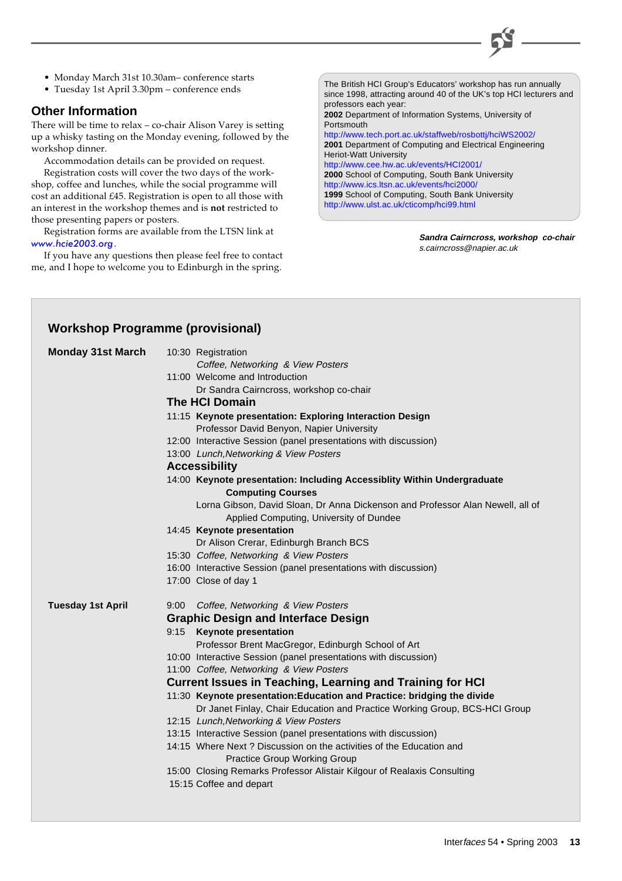- Monday March 31st 10.30am– conference starts
- Tuesday 1st April 3.30pm – conference ends

## Other Information

There will be time to relax – co-chair Alison Varey is setting up a whisky tasting on the Monday evening, followed by the workshop dinner.

Accommodation details can be provided on request.

Registration costs will cover the two days of the workshop, coffee and lunches, while the social programme will cost an additional £45. Registration is open to all those with an interest in the workshop themes and is **not** restricted to those presenting papers or posters.

Registration forms are available from the LTSN link at *www.hcie2003.org*.

If you have any questions then please feel free to contact me, and I hope to welcome you to Edinburgh in the spring.

The British HCI Group's Educators' workshop has run annually since 1998, attracting around 40 of the UK's top HCI lecturers and professors each year:

**2002** Department of Information Systems, University of Portsmouth
http://www.tech.port.ac.uk/staffweb/rosbottj/hciWS2002/

**2001** Department of Computing and Electrical Engineering Heriot-Watt University
http://www.cee.hw.ac.uk/events/HCI2001/

**2000** School of Computing, South Bank University
http://www.ics.ltsn.ac.uk/events/hci2000/

**1999** School of Computing, South Bank University
http://www.ulst.ac.uk/cticomp/hci99.html

***Sandra Cairncross, workshop co-chair***
*s.cairncross@napier.ac.uk*

## Workshop Programme (provisional)

### Monday 31st March

10:30 Registration
*Coffee, Networking & View Posters*

11:00 Welcome and Introduction
Dr Sandra Cairncross, workshop co-chair

#### The HCI Domain

11:15 **Keynote presentation: Exploring Interaction Design**
Professor David Benyon, Napier University

12:00 Interactive Session (panel presentations with discussion)

13:00 *Lunch,Networking & View Posters*

#### Accessibility

14:00 **Keynote presentation: Including Accessiblity Within Undergraduate Computing Courses**
Lorna Gibson, David Sloan, Dr Anna Dickenson and Professor Alan Newell, all of Applied Computing, University of Dundee

14:45 **Keynote presentation**
Dr Alison Crerar, Edinburgh Branch BCS

15:30 *Coffee, Networking & View Posters*

16:00 Interactive Session (panel presentations with discussion)

17:00 Close of day 1

### Tuesday 1st April

9:00 *Coffee, Networking & View Posters*

#### Graphic Design and Interface Design

9:15 **Keynote presentation**
Professor Brent MacGregor, Edinburgh School of Art

10:00 Interactive Session (panel presentations with discussion)

11:00 *Coffee, Networking & View Posters*

#### Current Issues in Teaching, Learning and Training for HCI

11:30 **Keynote presentation:Education and Practice: bridging the divide**
Dr Janet Finlay, Chair Education and Practice Working Group, BCS-HCI Group

12:15 *Lunch,Networking & View Posters*

13:15 Interactive Session (panel presentations with discussion)

14:15 Where Next ? Discussion on the activities of the Education and Practice Group Working Group

15:00 Closing Remarks Professor Alistair Kilgour of Realaxis Consulting

15:15 Coffee and depart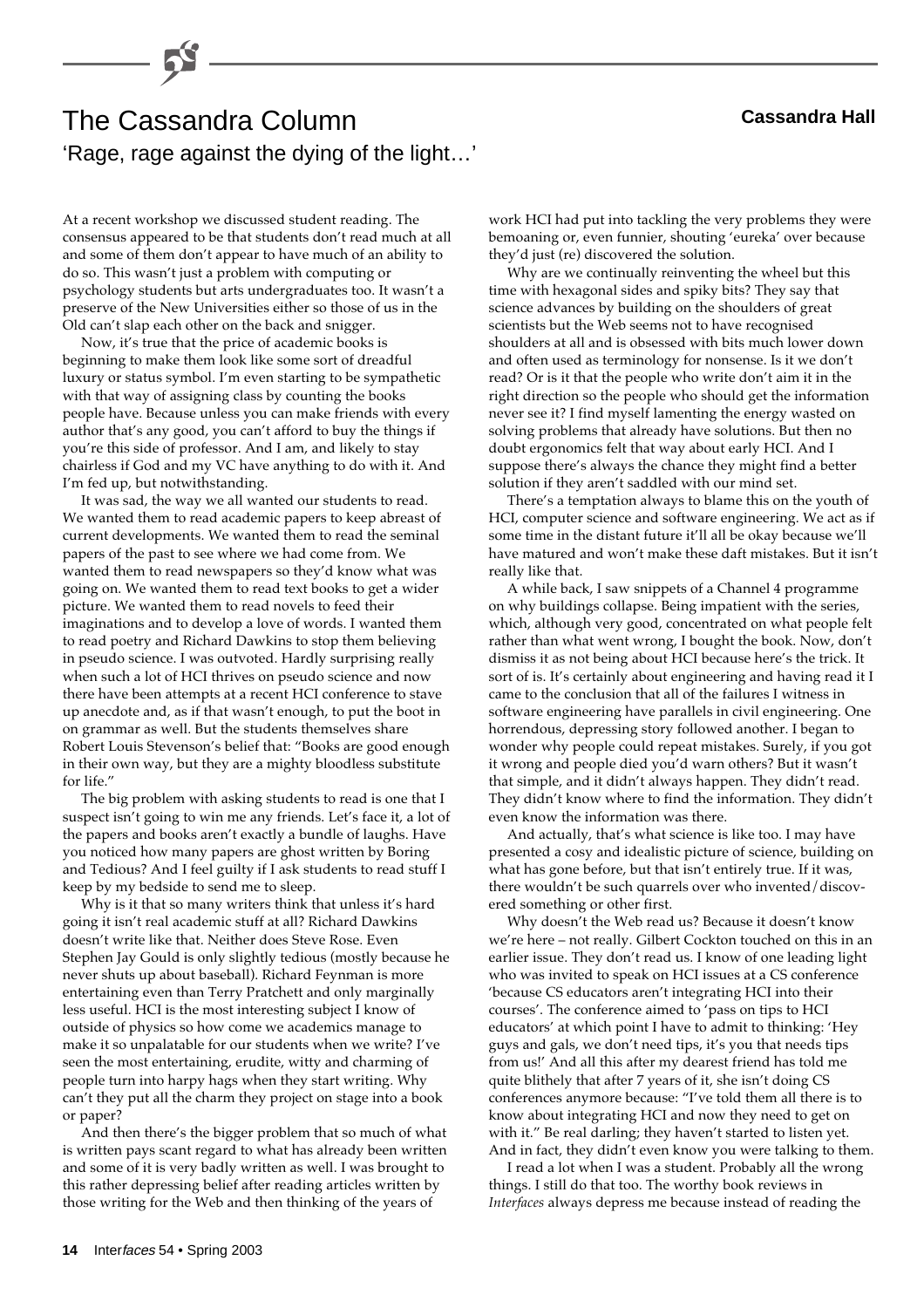# The Cassandra Column

**Cassandra Hall**

'Rage, rage against the dying of the light…'

At a recent workshop we discussed student reading. The consensus appeared to be that students don't read much at all and some of them don't appear to have much of an ability to do so. This wasn't just a problem with computing or psychology students but arts undergraduates too. It wasn't a preserve of the New Universities either so those of us in the Old can't slap each other on the back and snigger.

Now, it's true that the price of academic books is beginning to make them look like some sort of dreadful luxury or status symbol. I'm even starting to be sympathetic with that way of assigning class by counting the books people have. Because unless you can make friends with every author that's any good, you can't afford to buy the things if you're this side of professor. And I am, and likely to stay chairless if God and my VC have anything to do with it. And I'm fed up, but notwithstanding.

It was sad, the way we all wanted our students to read. We wanted them to read academic papers to keep abreast of current developments. We wanted them to read the seminal papers of the past to see where we had come from. We wanted them to read newspapers so they'd know what was going on. We wanted them to read text books to get a wider picture. We wanted them to read novels to feed their imaginations and to develop a love of words. I wanted them to read poetry and Richard Dawkins to stop them believing in pseudo science. I was outvoted. Hardly surprising really when such a lot of HCI thrives on pseudo science and now there have been attempts at a recent HCI conference to stave up anecdote and, as if that wasn't enough, to put the boot in on grammar as well. But the students themselves share Robert Louis Stevenson's belief that: "Books are good enough in their own way, but they are a mighty bloodless substitute for life."

The big problem with asking students to read is one that I suspect isn't going to win me any friends. Let's face it, a lot of the papers and books aren't exactly a bundle of laughs. Have you noticed how many papers are ghost written by Boring and Tedious? And I feel guilty if I ask students to read stuff I keep by my bedside to send me to sleep.

Why is it that so many writers think that unless it's hard going it isn't real academic stuff at all? Richard Dawkins doesn't write like that. Neither does Steve Rose. Even Stephen Jay Gould is only slightly tedious (mostly because he never shuts up about baseball). Richard Feynman is more entertaining even than Terry Pratchett and only marginally less useful. HCI is the most interesting subject I know of outside of physics so how come we academics manage to make it so unpalatable for our students when we write? I've seen the most entertaining, erudite, witty and charming of people turn into harpy hags when they start writing. Why can't they put all the charm they project on stage into a book or paper?

And then there's the bigger problem that so much of what is written pays scant regard to what has already been written and some of it is very badly written as well. I was brought to this rather depressing belief after reading articles written by those writing for the Web and then thinking of the years of work HCI had put into tackling the very problems they were bemoaning or, even funnier, shouting 'eureka' over because they'd just (re) discovered the solution.

Why are we continually reinventing the wheel but this time with hexagonal sides and spiky bits? They say that science advances by building on the shoulders of great scientists but the Web seems not to have recognised shoulders at all and is obsessed with bits much lower down and often used as terminology for nonsense. Is it we don't read? Or is it that the people who write don't aim it in the right direction so the people who should get the information never see it? I find myself lamenting the energy wasted on solving problems that already have solutions. But then no doubt ergonomics felt that way about early HCI. And I suppose there's always the chance they might find a better solution if they aren't saddled with our mind set.

There's a temptation always to blame this on the youth of HCI, computer science and software engineering. We act as if some time in the distant future it'll all be okay because we'll have matured and won't make these daft mistakes. But it isn't really like that.

A while back, I saw snippets of a Channel 4 programme on why buildings collapse. Being impatient with the series, which, although very good, concentrated on what people felt rather than what went wrong, I bought the book. Now, don't dismiss it as not being about HCI because here's the trick. It sort of is. It's certainly about engineering and having read it I came to the conclusion that all of the failures I witness in software engineering have parallels in civil engineering. One horrendous, depressing story followed another. I began to wonder why people could repeat mistakes. Surely, if you got it wrong and people died you'd warn others? But it wasn't that simple, and it didn't always happen. They didn't read. They didn't know where to find the information. They didn't even know the information was there.

And actually, that's what science is like too. I may have presented a cosy and idealistic picture of science, building on what has gone before, but that isn't entirely true. If it was, there wouldn't be such quarrels over who invented/discovered something or other first.

Why doesn't the Web read us? Because it doesn't know we're here – not really. Gilbert Cockton touched on this in an earlier issue. They don't read us. I know of one leading light who was invited to speak on HCI issues at a CS conference 'because CS educators aren't integrating HCI into their courses'. The conference aimed to 'pass on tips to HCI educators' at which point I have to admit to thinking: 'Hey guys and gals, we don't need tips, it's you that needs tips from us!' And all this after my dearest friend has told me quite blithely that after 7 years of it, she isn't doing CS conferences anymore because: "I've told them all there is to know about integrating HCI and now they need to get on with it." Be real darling; they haven't started to listen yet. And in fact, they didn't even know you were talking to them.

I read a lot when I was a student. Probably all the wrong things. I still do that too. The worthy book reviews in *Interfaces* always depress me because instead of reading the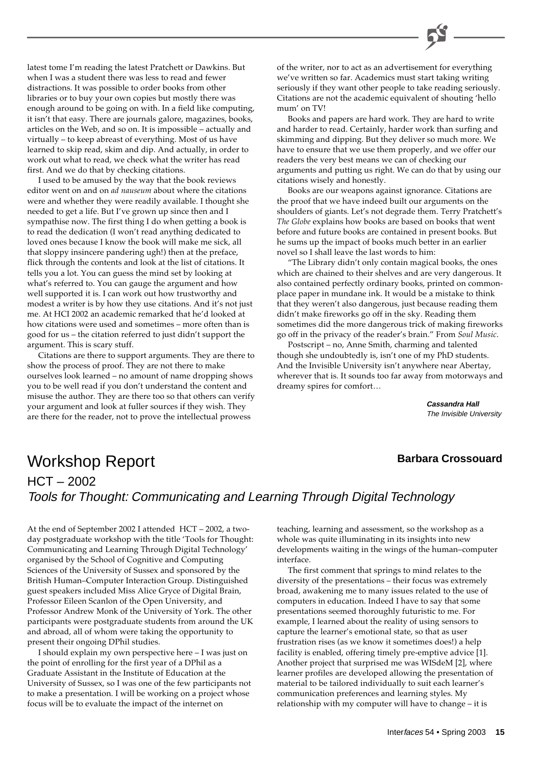latest tome I'm reading the latest Pratchett or Dawkins. But when I was a student there was less to read and fewer distractions. It was possible to order books from other libraries or to buy your own copies but mostly there was enough around to be going on with. In a field like computing, it isn't that easy. There are journals galore, magazines, books, articles on the Web, and so on. It is impossible – actually and virtually – to keep abreast of everything. Most of us have learned to skip read, skim and dip. And actually, in order to work out what to read, we check what the writer has read first. And we do that by checking citations.

I used to be amused by the way that the book reviews editor went on and on *ad nauseum* about where the citations were and whether they were readily available. I thought she needed to get a life. But I've grown up since then and I sympathise now. The first thing I do when getting a book is to read the dedication (I won't read anything dedicated to loved ones because I know the book will make me sick, all that sloppy insincere pandering ugh!) then at the preface, flick through the contents and look at the list of citations. It tells you a lot. You can guess the mind set by looking at what's referred to. You can gauge the argument and how well supported it is. I can work out how trustworthy and modest a writer is by how they use citations. And it's not just me. At HCI 2002 an academic remarked that he'd looked at how citations were used and sometimes – more often than is good for us – the citation referred to just didn't support the argument. This is scary stuff.

Citations are there to support arguments. They are there to show the process of proof. They are not there to make ourselves look learned – no amount of name dropping shows you to be well read if you don't understand the content and misuse the author. They are there too so that others can verify your argument and look at fuller sources if they wish. They are there for the reader, not to prove the intellectual prowess of the writer, nor to act as an advertisement for everything we've written so far. Academics must start taking writing seriously if they want other people to take reading seriously. Citations are not the academic equivalent of shouting 'hello mum' on TV!

Books and papers are hard work. They are hard to write and harder to read. Certainly, harder work than surfing and skimming and dipping. But they deliver so much more. We have to ensure that we use them properly, and we offer our readers the very best means we can of checking our arguments and putting us right. We can do that by using our citations wisely and honestly.

Books are our weapons against ignorance. Citations are the proof that we have indeed built our arguments on the shoulders of giants. Let's not degrade them. Terry Pratchett's *The Globe* explains how books are based on books that went before and future books are contained in present books. But he sums up the impact of books much better in an earlier novel so I shall leave the last words to him:

"The Library didn't only contain magical books, the ones which are chained to their shelves and are very dangerous. It also contained perfectly ordinary books, printed on common-place paper in mundane ink. It would be a mistake to think that they weren't also dangerous, just because reading them didn't make fireworks go off in the sky. Reading them sometimes did the more dangerous trick of making fireworks go off in the privacy of the reader's brain." From *Soul Music*.

Postscript – no, Anne Smith, charming and talented though she undoubtedly is, isn't one of my PhD students. And the Invisible University isn't anywhere near Abertay, wherever that is. It sounds too far away from motorways and dreamy spires for comfort…

**Cassandra Hall**
*The Invisible University*

# Workshop Report

**Barbara Crossouard**

## HCT – 2002

### *Tools for Thought: Communicating and Learning Through Digital Technology*

At the end of September 2002 I attended HCT – 2002, a two-day postgraduate workshop with the title 'Tools for Thought: Communicating and Learning Through Digital Technology' organised by the School of Cognitive and Computing Sciences of the University of Sussex and sponsored by the British Human–Computer Interaction Group. Distinguished guest speakers included Miss Alice Gryce of Digital Brain, Professor Eileen Scanlon of the Open University, and Professor Andrew Monk of the University of York. The other participants were postgraduate students from around the UK and abroad, all of whom were taking the opportunity to present their ongoing DPhil studies.

I should explain my own perspective here – I was just on the point of enrolling for the first year of a DPhil as a Graduate Assistant in the Institute of Education at the University of Sussex, so I was one of the few participants not to make a presentation. I will be working on a project whose focus will be to evaluate the impact of the internet on teaching, learning and assessment, so the workshop as a whole was quite illuminating in its insights into new developments waiting in the wings of the human–computer interface.

The first comment that springs to mind relates to the diversity of the presentations – their focus was extremely broad, awakening me to many issues related to the use of computers in education. Indeed I have to say that some presentations seemed thoroughly futuristic to me. For example, I learned about the reality of using sensors to capture the learner's emotional state, so that as user frustration rises (as we know it sometimes does!) a help facility is enabled, offering timely pre-emptive advice [1]. Another project that surprised me was WISdeM [2], where learner profiles are developed allowing the presentation of material to be tailored individually to suit each learner's communication preferences and learning styles. My relationship with my computer will have to change – it is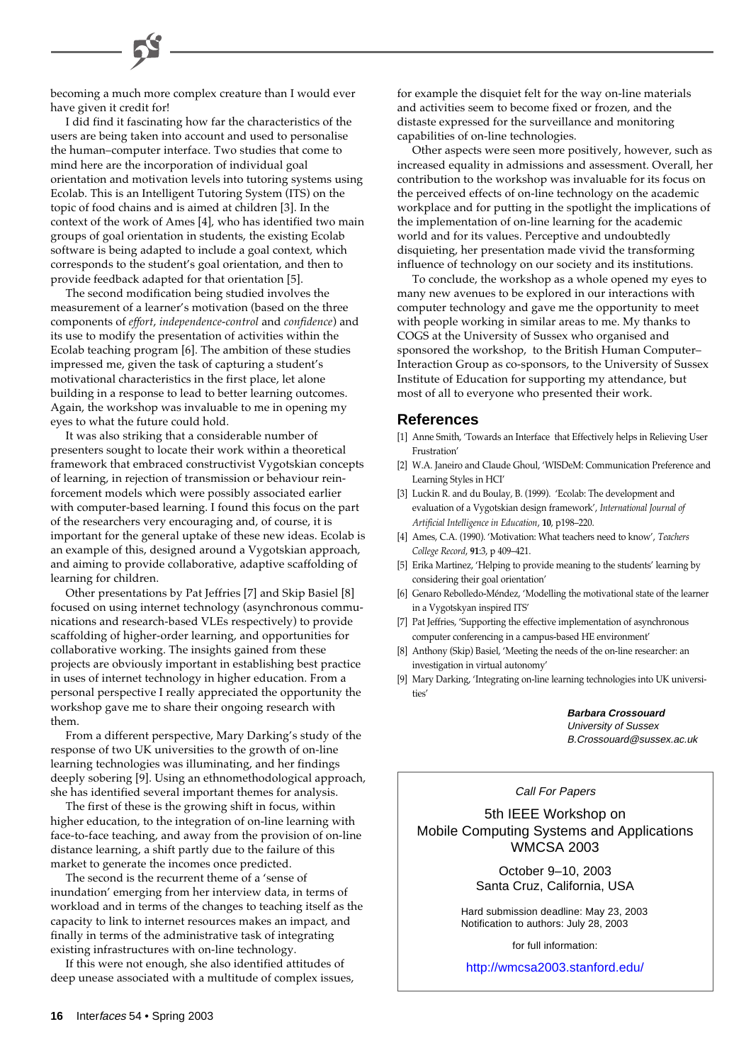becoming a much more complex creature than I would ever have given it credit for!

I did find it fascinating how far the characteristics of the users are being taken into account and used to personalise the human–computer interface. Two studies that come to mind here are the incorporation of individual goal orientation and motivation levels into tutoring systems using Ecolab. This is an Intelligent Tutoring System (ITS) on the topic of food chains and is aimed at children [3]. In the context of the work of Ames [4], who has identified two main groups of goal orientation in students, the existing Ecolab software is being adapted to include a goal context, which corresponds to the student's goal orientation, and then to provide feedback adapted for that orientation [5].

The second modification being studied involves the measurement of a learner's motivation (based on the three components of *effort*, *independence-control* and *confidence*) and its use to modify the presentation of activities within the Ecolab teaching program [6]. The ambition of these studies impressed me, given the task of capturing a student's motivational characteristics in the first place, let alone building in a response to lead to better learning outcomes. Again, the workshop was invaluable to me in opening my eyes to what the future could hold.

It was also striking that a considerable number of presenters sought to locate their work within a theoretical framework that embraced constructivist Vygotskian concepts of learning, in rejection of transmission or behaviour reinforcement models which were possibly associated earlier with computer-based learning. I found this focus on the part of the researchers very encouraging and, of course, it is important for the general uptake of these new ideas. Ecolab is an example of this, designed around a Vygotskian approach, and aiming to provide collaborative, adaptive scaffolding of learning for children.

Other presentations by Pat Jeffries [7] and Skip Basiel [8] focused on using internet technology (asynchronous communications and research-based VLEs respectively) to provide scaffolding of higher-order learning, and opportunities for collaborative working. The insights gained from these projects are obviously important in establishing best practice in uses of internet technology in higher education. From a personal perspective I really appreciated the opportunity the workshop gave me to share their ongoing research with them.

From a different perspective, Mary Darking's study of the response of two UK universities to the growth of on-line learning technologies was illuminating, and her findings deeply sobering [9]. Using an ethnomethodological approach, she has identified several important themes for analysis.

The first of these is the growing shift in focus, within higher education, to the integration of on-line learning with face-to-face teaching, and away from the provision of on-line distance learning, a shift partly due to the failure of this market to generate the incomes once predicted.

The second is the recurrent theme of a 'sense of inundation' emerging from her interview data, in terms of workload and in terms of the changes to teaching itself as the capacity to link to internet resources makes an impact, and finally in terms of the administrative task of integrating existing infrastructures with on-line technology.

If this were not enough, she also identified attitudes of deep unease associated with a multitude of complex issues, for example the disquiet felt for the way on-line materials and activities seem to become fixed or frozen, and the distaste expressed for the surveillance and monitoring capabilities of on-line technologies.

Other aspects were seen more positively, however, such as increased equality in admissions and assessment. Overall, her contribution to the workshop was invaluable for its focus on the perceived effects of on-line technology on the academic workplace and for putting in the spotlight the implications of the implementation of on-line learning for the academic world and for its values. Perceptive and undoubtedly disquieting, her presentation made vivid the transforming influence of technology on our society and its institutions.

To conclude, the workshop as a whole opened my eyes to many new avenues to be explored in our interactions with computer technology and gave me the opportunity to meet with people working in similar areas to me. My thanks to COGS at the University of Sussex who organised and sponsored the workshop, to the British Human Computer–Interaction Group as co-sponsors, to the University of Sussex Institute of Education for supporting my attendance, but most of all to everyone who presented their work.

## References

[1] Anne Smith, 'Towards an Interface that Effectively helps in Relieving User Frustration'

[2] W.A. Janeiro and Claude Ghoul, 'WISDeM: Communication Preference and Learning Styles in HCI'

[3] Luckin R. and du Boulay, B. (1999). 'Ecolab: The development and evaluation of a Vygotskian design framework', *International Journal of Artificial Intelligence in Education*, **10**, p198–220.

[4] Ames, C.A. (1990). 'Motivation: What teachers need to know', *Teachers College Record*, **91**:3, p 409–421.

[5] Erika Martinez, 'Helping to provide meaning to the students' learning by considering their goal orientation'

[6] Genaro Rebolledo-Méndez, 'Modelling the motivational state of the learner in a Vygotskyan inspired ITS'

[7] Pat Jeffries, 'Supporting the effective implementation of asynchronous computer conferencing in a campus-based HE environment'

[8] Anthony (Skip) Basiel, 'Meeting the needs of the on-line researcher: an investigation in virtual autonomy'

[9] Mary Darking, 'Integrating on-line learning technologies into UK universities'

**Barbara Crossouard**
*University of Sussex*
*B.Crossouard@sussex.ac.uk*

---

*Call For Papers*

5th IEEE Workshop on
Mobile Computing Systems and Applications
WMCSA 2003

October 9–10, 2003
Santa Cruz, California, USA

Hard submission deadline: May 23, 2003
Notification to authors: July 28, 2003

for full information:

http://wmcsa2003.stanford.edu/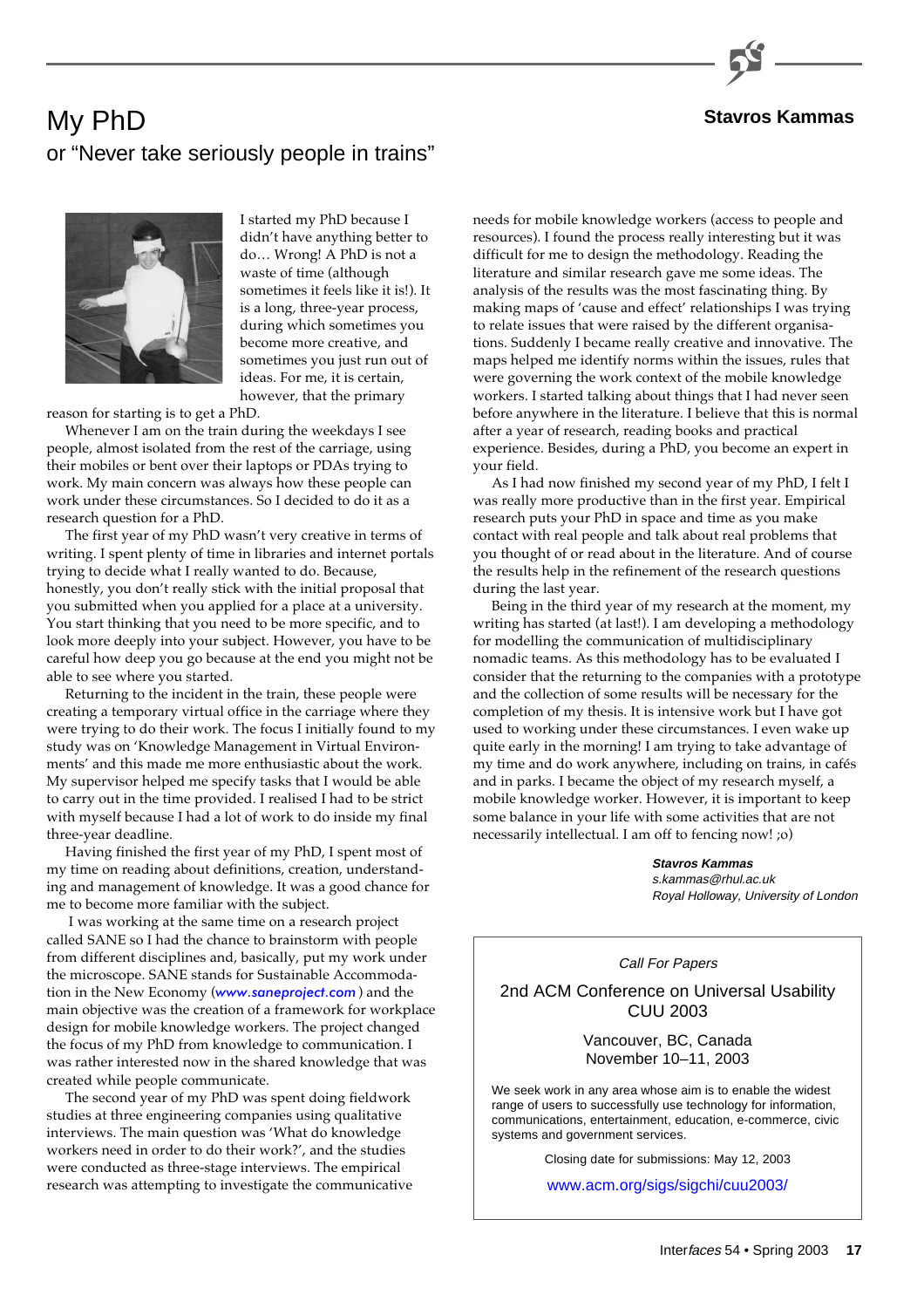# My PhD

## or "Never take seriously people in trains"

**Stavros Kammas**

I started my PhD because I didn't have anything better to do… Wrong! A PhD is not a waste of time (although sometimes it feels like it is!). It is a long, three-year process, during which sometimes you become more creative, and sometimes you just run out of ideas. For me, it is certain, however, that the primary reason for starting is to get a PhD.

Whenever I am on the train during the weekdays I see people, almost isolated from the rest of the carriage, using their mobiles or bent over their laptops or PDAs trying to work. My main concern was always how these people can work under these circumstances. So I decided to do it as a research question for a PhD.

The first year of my PhD wasn't very creative in terms of writing. I spent plenty of time in libraries and internet portals trying to decide what I really wanted to do. Because, honestly, you don't really stick with the initial proposal that you submitted when you applied for a place at a university. You start thinking that you need to be more specific, and to look more deeply into your subject. However, you have to be careful how deep you go because at the end you might not be able to see where you started.

Returning to the incident in the train, these people were creating a temporary virtual office in the carriage where they were trying to do their work. The focus I initially found to my study was on 'Knowledge Management in Virtual Environments' and this made me more enthusiastic about the work. My supervisor helped me specify tasks that I would be able to carry out in the time provided. I realised I had to be strict with myself because I had a lot of work to do inside my final three-year deadline.

Having finished the first year of my PhD, I spent most of my time on reading about definitions, creation, understanding and management of knowledge. It was a good chance for me to become more familiar with the subject.

I was working at the same time on a research project called SANE so I had the chance to brainstorm with people from different disciplines and, basically, put my work under the microscope. SANE stands for Sustainable Accommodation in the New Economy (*www.saneproject.com* ) and the main objective was the creation of a framework for workplace design for mobile knowledge workers. The project changed the focus of my PhD from knowledge to communication. I was rather interested now in the shared knowledge that was created while people communicate.

The second year of my PhD was spent doing fieldwork studies at three engineering companies using qualitative interviews. The main question was 'What do knowledge workers need in order to do their work?', and the studies were conducted as three-stage interviews. The empirical research was attempting to investigate the communicative needs for mobile knowledge workers (access to people and resources). I found the process really interesting but it was difficult for me to design the methodology. Reading the literature and similar research gave me some ideas. The analysis of the results was the most fascinating thing. By making maps of 'cause and effect' relationships I was trying to relate issues that were raised by the different organisations. Suddenly I became really creative and innovative. The maps helped me identify norms within the issues, rules that were governing the work context of the mobile knowledge workers. I started talking about things that I had never seen before anywhere in the literature. I believe that this is normal after a year of research, reading books and practical experience. Besides, during a PhD, you become an expert in your field.

As I had now finished my second year of my PhD, I felt I was really more productive than in the first year. Empirical research puts your PhD in space and time as you make contact with real people and talk about real problems that you thought of or read about in the literature. And of course the results help in the refinement of the research questions during the last year.

Being in the third year of my research at the moment, my writing has started (at last!). I am developing a methodology for modelling the communication of multidisciplinary nomadic teams. As this methodology has to be evaluated I consider that the returning to the companies with a prototype and the collection of some results will be necessary for the completion of my thesis. It is intensive work but I have got used to working under these circumstances. I even wake up quite early in the morning! I am trying to take advantage of my time and do work anywhere, including on trains, in cafés and in parks. I became the object of my research myself, a mobile knowledge worker. However, it is important to keep some balance in your life with some activities that are not necessarily intellectual. I am off to fencing now! ;o)

***Stavros Kammas***
*s.kammas@rhul.ac.uk*
*Royal Holloway, University of London*

---

*Call For Papers*

**2nd ACM Conference on Universal Usability**
**CUU 2003**

Vancouver, BC, Canada
November 10–11, 2003

We seek work in any area whose aim is to enable the widest range of users to successfully use technology for information, communications, entertainment, education, e-commerce, civic systems and government services.

Closing date for submissions: May 12, 2003

www.acm.org/sigs/sigchi/cuu2003/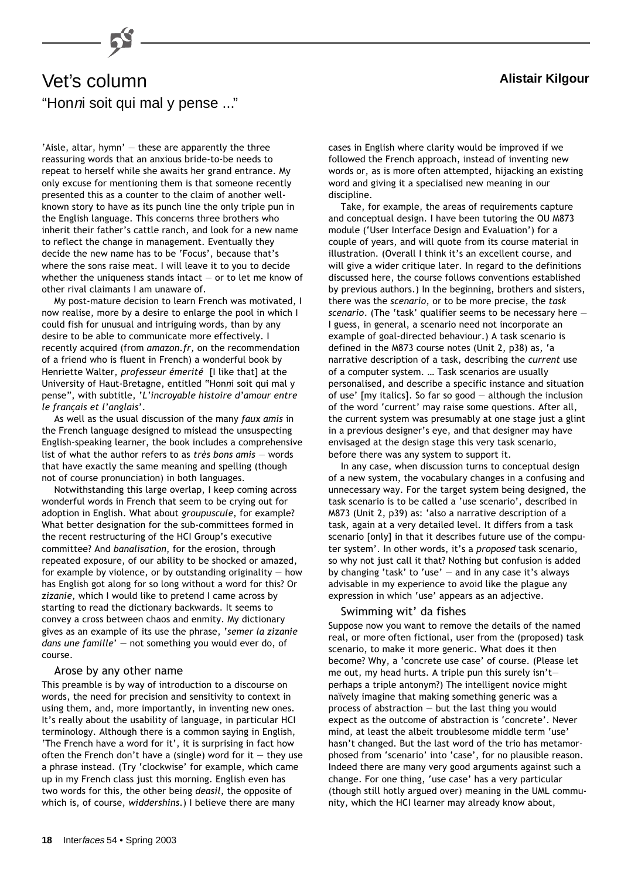# Vet's column

## "Hon*n*i soit qui mal y pense ..."

**Alistair Kilgour**

'Aisle, altar, hymn' — these are apparently the three reassuring words that an anxious bride-to-be needs to repeat to herself while she awaits her grand entrance. My only excuse for mentioning them is that someone recently presented this as a counter to the claim of another well-known story to have as its punch line the only triple pun in the English language. This concerns three brothers who inherit their father's cattle ranch, and look for a new name to reflect the change in management. Eventually they decide the new name has to be 'Focus', because that's where the sons raise meat. I will leave it to you to decide whether the uniqueness stands intact — or to let me know of other rival claimants I am unaware of.

My post-mature decision to learn French was motivated, I now realise, more by a desire to enlarge the pool in which I could fish for unusual and intriguing words, than by any desire to be able to communicate more effectively. I recently acquired (from *amazon.fr*, on the recommendation of a friend who is fluent in French) a wonderful book by Henriette Walter, *professeur émerité* [I like that] at the University of Haut-Bretagne, entitled "Hon*n*i soit qui mal y pense", with subtitle, '*L'incroyable histoire d'amour entre le français et l'anglais*'.

As well as the usual discussion of the many *faux amis* in the French language designed to mislead the unsuspecting English-speaking learner, the book includes a comprehensive list of what the author refers to as *très bons amis* — words that have exactly the same meaning and spelling (though not of course pronunciation) in both languages.

Notwithstanding this large overlap, I keep coming across wonderful words in French that seem to be crying out for adoption in English. What about *groupuscule*, for example? What better designation for the sub-committees formed in the recent restructuring of the HCI Group's executive committee? And *banalisation*, for the erosion, through repeated exposure, of our ability to be shocked or amazed, for example by violence, or by outstanding originality — how has English got along for so long without a word for this? Or *zizanie*, which I would like to pretend I came across by starting to read the dictionary backwards. It seems to convey a cross between chaos and enmity. My dictionary gives as an example of its use the phrase, '*semer la zizanie dans une famille*' — not something you would ever do, of course.

### Arose by any other name

This preamble is by way of introduction to a discourse on words, the need for precision and sensitivity to context in using them, and, more importantly, in inventing new ones. It's really about the usability of language, in particular HCI terminology. Although there is a common saying in English, 'The French have a word for it', it is surprising in fact how often the French don't have a (single) word for it — they use a phrase instead. (Try 'clockwise' for example, which came up in my French class just this morning. English even has two words for this, the other being *deasil*, the opposite of which is, of course, *widdershins*.) I believe there are many cases in English where clarity would be improved if we followed the French approach, instead of inventing new words or, as is more often attempted, hijacking an existing word and giving it a specialised new meaning in our discipline.

Take, for example, the areas of requirements capture and conceptual design. I have been tutoring the OU M873 module ('User Interface Design and Evaluation') for a couple of years, and will quote from its course material in illustration. (Overall I think it's an excellent course, and will give a wider critique later. In regard to the definitions discussed here, the course follows conventions established by previous authors.) In the beginning, brothers and sisters, there was the *scenario*, or to be more precise, the *task scenario*. (The 'task' qualifier seems to be necessary here — I guess, in general, a scenario need not incorporate an example of goal-directed behaviour.) A task scenario is defined in the M873 course notes (Unit 2, p38) as, 'a narrative description of a task, describing the *current* use of a computer system. … Task scenarios are usually personalised, and describe a specific instance and situation of use' [my italics]. So far so good — although the inclusion of the word 'current' may raise some questions. After all, the current system was presumably at one stage just a glint in a previous designer's eye, and that designer may have envisaged at the design stage this very task scenario, before there was any system to support it.

In any case, when discussion turns to conceptual design of a new system, the vocabulary changes in a confusing and unnecessary way. For the target system being designed, the task scenario is to be called a 'use scenario', described in M873 (Unit 2, p39) as: 'also a narrative description of a task, again at a very detailed level. It differs from a task scenario [only] in that it describes future use of the computer system'. In other words, it's a *proposed* task scenario, so why not just call it that? Nothing but confusion is added by changing 'task' to 'use' — and in any case it's always advisable in my experience to avoid like the plague any expression in which 'use' appears as an adjective.

### Swimming wit' da fishes

Suppose now you want to remove the details of the named real, or more often fictional, user from the (proposed) task scenario, to make it more generic. What does it then become? Why, a 'concrete use case' of course. (Please let me out, my head hurts. A triple pun this surely isn't—perhaps a triple antonym?) The intelligent novice might naïvely imagine that making something generic was a process of abstraction — but the last thing you would expect as the outcome of abstraction is 'concrete'. Never mind, at least the albeit troublesome middle term 'use' hasn't changed. But the last word of the trio has metamorphosed from 'scenario' into 'case', for no plausible reason. Indeed there are many very good arguments against such a change. For one thing, 'use case' has a very particular (though still hotly argued over) meaning in the UML community, which the HCI learner may already know about,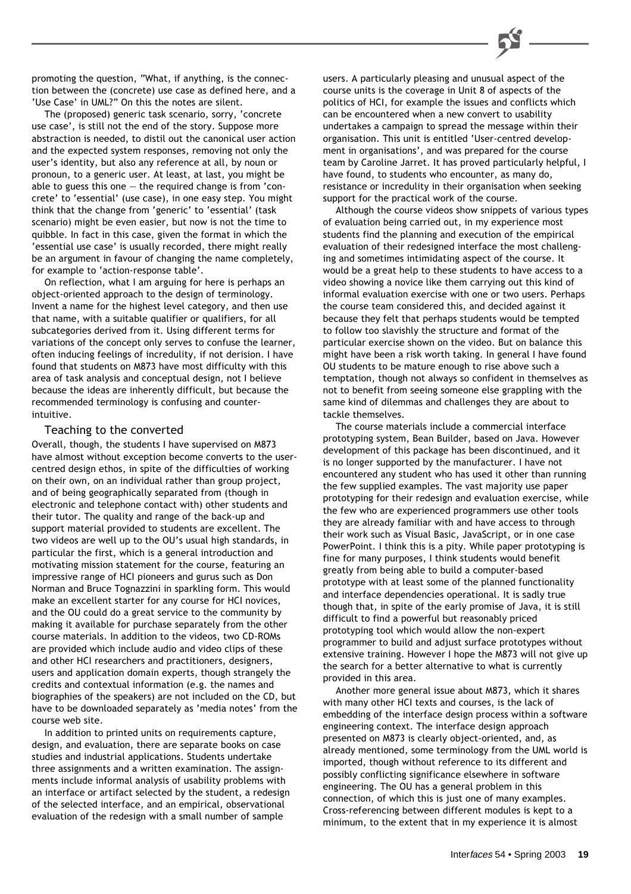promoting the question, "What, if anything, is the connection between the (concrete) use case as defined here, and a 'Use Case' in UML?" On this the notes are silent.

The (proposed) generic task scenario, sorry, 'concrete use case', is still not the end of the story. Suppose more abstraction is needed, to distil out the canonical user action and the expected system responses, removing not only the user's identity, but also any reference at all, by noun or pronoun, to a generic user. At least, at last, you might be able to guess this one — the required change is from 'concrete' to 'essential' (use case), in one easy step. You might think that the change from 'generic' to 'essential' (task scenario) might be even easier, but now is not the time to quibble. In fact in this case, given the format in which the 'essential use case' is usually recorded, there might really be an argument in favour of changing the name completely, for example to 'action-response table'.

On reflection, what I am arguing for here is perhaps an object-oriented approach to the design of terminology. Invent a name for the highest level category, and then use that name, with a suitable qualifier or qualifiers, for all subcategories derived from it. Using different terms for variations of the concept only serves to confuse the learner, often inducing feelings of incredulity, if not derision. I have found that students on M873 have most difficulty with this area of task analysis and conceptual design, not I believe because the ideas are inherently difficult, but because the recommended terminology is confusing and counter-intuitive.

## Teaching to the converted

Overall, though, the students I have supervised on M873 have almost without exception become converts to the user-centred design ethos, in spite of the difficulties of working on their own, on an individual rather than group project, and of being geographically separated from (though in electronic and telephone contact with) other students and their tutor. The quality and range of the back-up and support material provided to students are excellent. The two videos are well up to the OU's usual high standards, in particular the first, which is a general introduction and motivating mission statement for the course, featuring an impressive range of HCI pioneers and gurus such as Don Norman and Bruce Tognazzini in sparkling form. This would make an excellent starter for any course for HCI novices, and the OU could do a great service to the community by making it available for purchase separately from the other course materials. In addition to the videos, two CD-ROMs are provided which include audio and video clips of these and other HCI researchers and practitioners, designers, users and application domain experts, though strangely the credits and contextual information (e.g. the names and biographies of the speakers) are not included on the CD, but have to be downloaded separately as 'media notes' from the course web site.

In addition to printed units on requirements capture, design, and evaluation, there are separate books on case studies and industrial applications. Students undertake three assignments and a written examination. The assignments include informal analysis of usability problems with an interface or artifact selected by the student, a redesign of the selected interface, and an empirical, observational evaluation of the redesign with a small number of sample users. A particularly pleasing and unusual aspect of the course units is the coverage in Unit 8 of aspects of the politics of HCI, for example the issues and conflicts which can be encountered when a new convert to usability undertakes a campaign to spread the message within their organisation. This unit is entitled 'User-centred development in organisations', and was prepared for the course team by Caroline Jarret. It has proved particularly helpful, I have found, to students who encounter, as many do, resistance or incredulity in their organisation when seeking support for the practical work of the course.

Although the course videos show snippets of various types of evaluation being carried out, in my experience most students find the planning and execution of the empirical evaluation of their redesigned interface the most challenging and sometimes intimidating aspect of the course. It would be a great help to these students to have access to a video showing a novice like them carrying out this kind of informal evaluation exercise with one or two users. Perhaps the course team considered this, and decided against it because they felt that perhaps students would be tempted to follow too slavishly the structure and format of the particular exercise shown on the video. But on balance this might have been a risk worth taking. In general I have found OU students to be mature enough to rise above such a temptation, though not always so confident in themselves as not to benefit from seeing someone else grappling with the same kind of dilemmas and challenges they are about to tackle themselves.

The course materials include a commercial interface prototyping system, Bean Builder, based on Java. However development of this package has been discontinued, and it is no longer supported by the manufacturer. I have not encountered any student who has used it other than running the few supplied examples. The vast majority use paper prototyping for their redesign and evaluation exercise, while the few who are experienced programmers use other tools they are already familiar with and have access to through their work such as Visual Basic, JavaScript, or in one case PowerPoint. I think this is a pity. While paper prototyping is fine for many purposes, I think students would benefit greatly from being able to build a computer-based prototype with at least some of the planned functionality and interface dependencies operational. It is sadly true though that, in spite of the early promise of Java, it is still difficult to find a powerful but reasonably priced prototyping tool which would allow the non-expert programmer to build and adjust surface prototypes without extensive training. However I hope the M873 will not give up the search for a better alternative to what is currently provided in this area.

Another more general issue about M873, which it shares with many other HCI texts and courses, is the lack of embedding of the interface design process within a software engineering context. The interface design approach presented on M873 is clearly object-oriented, and, as already mentioned, some terminology from the UML world is imported, though without reference to its different and possibly conflicting significance elsewhere in software engineering. The OU has a general problem in this connection, of which this is just one of many examples. Cross-referencing between different modules is kept to a minimum, to the extent that in my experience it is almost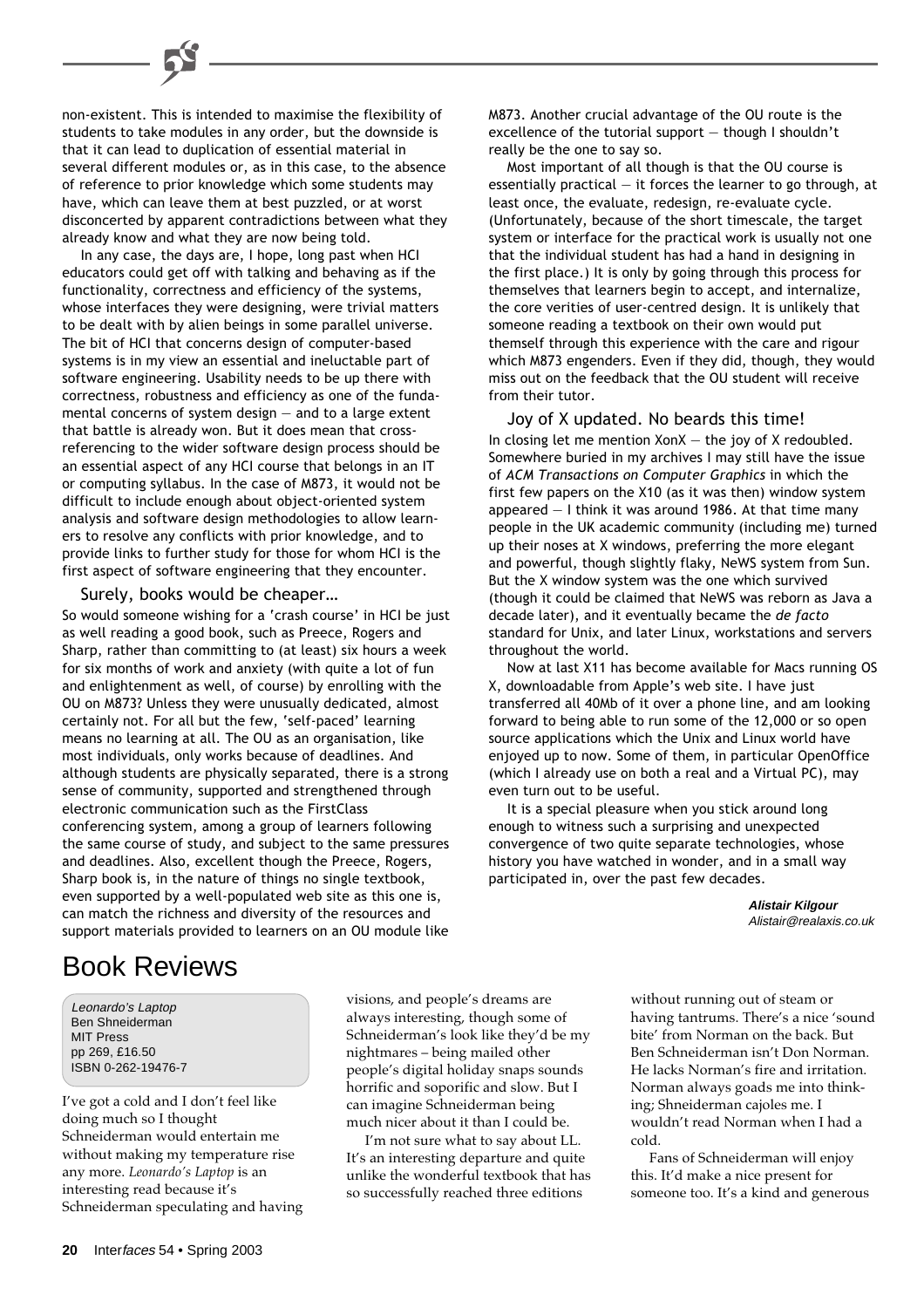non-existent. This is intended to maximise the flexibility of students to take modules in any order, but the downside is that it can lead to duplication of essential material in several different modules or, as in this case, to the absence of reference to prior knowledge which some students may have, which can leave them at best puzzled, or at worst disconcerted by apparent contradictions between what they already know and what they are now being told.

In any case, the days are, I hope, long past when HCI educators could get off with talking and behaving as if the functionality, correctness and efficiency of the systems, whose interfaces they were designing, were trivial matters to be dealt with by alien beings in some parallel universe. The bit of HCI that concerns design of computer-based systems is in my view an essential and ineluctable part of software engineering. Usability needs to be up there with correctness, robustness and efficiency as one of the fundamental concerns of system design — and to a large extent that battle is already won. But it does mean that cross-referencing to the wider software design process should be an essential aspect of any HCI course that belongs in an IT or computing syllabus. In the case of M873, it would not be difficult to include enough about object-oriented system analysis and software design methodologies to allow learners to resolve any conflicts with prior knowledge, and to provide links to further study for those for whom HCI is the first aspect of software engineering that they encounter.

### Surely, books would be cheaper…

So would someone wishing for a 'crash course' in HCI be just as well reading a good book, such as Preece, Rogers and Sharp, rather than committing to (at least) six hours a week for six months of work and anxiety (with quite a lot of fun and enlightenment as well, of course) by enrolling with the OU on M873? Unless they were unusually dedicated, almost certainly not. For all but the few, 'self-paced' learning means no learning at all. The OU as an organisation, like most individuals, only works because of deadlines. And although students are physically separated, there is a strong sense of community, supported and strengthened through electronic communication such as the FirstClass conferencing system, among a group of learners following the same course of study, and subject to the same pressures and deadlines. Also, excellent though the Preece, Rogers, Sharp book is, in the nature of things no single textbook, even supported by a well-populated web site as this one is, can match the richness and diversity of the resources and support materials provided to learners on an OU module like M873. Another crucial advantage of the OU route is the excellence of the tutorial support — though I shouldn't really be the one to say so.

Most important of all though is that the OU course is essentially practical — it forces the learner to go through, at least once, the evaluate, redesign, re-evaluate cycle. (Unfortunately, because of the short timescale, the target system or interface for the practical work is usually not one that the individual student has had a hand in designing in the first place.) It is only by going through this process for themselves that learners begin to accept, and internalize, the core verities of user-centred design. It is unlikely that someone reading a textbook on their own would put themself through this experience with the care and rigour which M873 engenders. Even if they did, though, they would miss out on the feedback that the OU student will receive from their tutor.

### Joy of X updated. No beards this time!

In closing let me mention XonX — the joy of X redoubled. Somewhere buried in my archives I may still have the issue of *ACM Transactions on Computer Graphics* in which the first few papers on the X10 (as it was then) window system appeared — I think it was around 1986. At that time many people in the UK academic community (including me) turned up their noses at X windows, preferring the more elegant and powerful, though slightly flaky, NeWS system from Sun. But the X window system was the one which survived (though it could be claimed that NeWS was reborn as Java a decade later), and it eventually became the *de facto* standard for Unix, and later Linux, workstations and servers throughout the world.

Now at last X11 has become available for Macs running OS X, downloadable from Apple's web site. I have just transferred all 40Mb of it over a phone line, and am looking forward to being able to run some of the 12,000 or so open source applications which the Unix and Linux world have enjoyed up to now. Some of them, in particular OpenOffice (which I already use on both a real and a Virtual PC), may even turn out to be useful.

It is a special pleasure when you stick around long enough to witness such a surprising and unexpected convergence of two quite separate technologies, whose history you have watched in wonder, and in a small way participated in, over the past few decades.

**Alistair Kilgour**
*Alistair@realaxis.co.uk*

# Book Reviews

*Leonardo's Laptop*
Ben Shneiderman
MIT Press
pp 269, £16.50
ISBN 0-262-19476-7

I've got a cold and I don't feel like doing much so I thought Schneiderman would entertain me without making my temperature rise any more. *Leonardo's Laptop* is an interesting read because it's Schneiderman speculating and having visions, and people's dreams are always interesting, though some of Schneiderman's look like they'd be my nightmares – being mailed other people's digital holiday snaps sounds horrific and soporific and slow. But I can imagine Schneiderman being much nicer about it than I could be.

I'm not sure what to say about LL. It's an interesting departure and quite unlike the wonderful textbook that has so successfully reached three editions without running out of steam or having tantrums. There's a nice 'sound bite' from Norman on the back. But Ben Schneiderman isn't Don Norman. He lacks Norman's fire and irritation. Norman always goads me into thinking; Shneiderman cajoles me. I wouldn't read Norman when I had a cold.

Fans of Schneiderman will enjoy this. It'd make a nice present for someone too. It's a kind and generous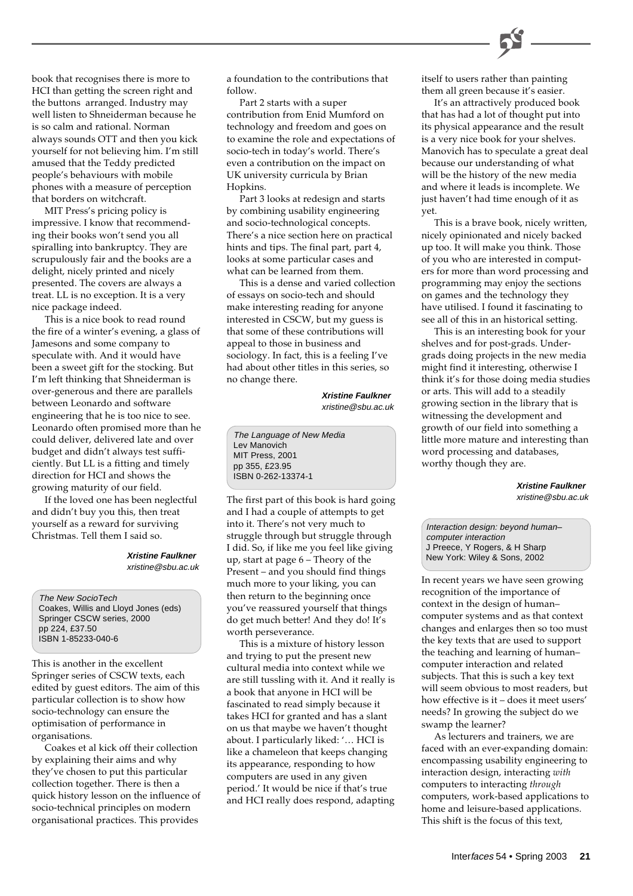book that recognises there is more to HCI than getting the screen right and the buttons arranged. Industry may well listen to Shneiderman because he is so calm and rational. Norman always sounds OTT and then you kick yourself for not believing him. I'm still amused that the Teddy predicted people's behaviours with mobile phones with a measure of perception that borders on witchcraft.

MIT Press's pricing policy is impressive. I know that recommending their books won't send you all spiralling into bankruptcy. They are scrupulously fair and the books are a delight, nicely printed and nicely presented. The covers are always a treat. LL is no exception. It is a very nice package indeed.

This is a nice book to read round the fire of a winter's evening, a glass of Jamesons and some company to speculate with. And it would have been a sweet gift for the stocking. But I'm left thinking that Shneiderman is over-generous and there are parallels between Leonardo and software engineering that he is too nice to see. Leonardo often promised more than he could deliver, delivered late and over budget and didn't always test sufficiently. But LL is a fitting and timely direction for HCI and shows the growing maturity of our field.

If the loved one has been neglectful and didn't buy you this, then treat yourself as a reward for surviving Christmas. Tell them I said so.

**Xristine Faulkner**
*xristine@sbu.ac.uk*

*The New SocioTech*
Coakes, Willis and Lloyd Jones (eds)
Springer CSCW series, 2000
pp 224, £37.50
ISBN 1-85233-040-6

This is another in the excellent Springer series of CSCW texts, each edited by guest editors. The aim of this particular collection is to show how socio-technology can ensure the optimisation of performance in organisations.

Coakes et al kick off their collection by explaining their aims and why they've chosen to put this particular collection together. There is then a quick history lesson on the influence of socio-technical principles on modern organisational practices. This provides a foundation to the contributions that follow.

Part 2 starts with a super contribution from Enid Mumford on technology and freedom and goes on to examine the role and expectations of socio-tech in today's world. There's even a contribution on the impact on UK university curricula by Brian Hopkins.

Part 3 looks at redesign and starts by combining usability engineering and socio-technological concepts. There's a nice section here on practical hints and tips. The final part, part 4, looks at some particular cases and what can be learned from them.

This is a dense and varied collection of essays on socio-tech and should make interesting reading for anyone interested in CSCW, but my guess is that some of these contributions will appeal to those in business and sociology. In fact, this is a feeling I've had about other titles in this series, so no change there.

**Xristine Faulkner**
*xristine@sbu.ac.uk*

*The Language of New Media*
Lev Manovich
MIT Press, 2001
pp 355, £23.95
ISBN 0-262-13374-1

The first part of this book is hard going and I had a couple of attempts to get into it. There's not very much to struggle through but struggle through I did. So, if like me you feel like giving up, start at page 6 – Theory of the Present – and you should find things much more to your liking, you can then return to the beginning once you've reassured yourself that things do get much better! And they do! It's worth perseverance.

This is a mixture of history lesson and trying to put the present new cultural media into context while we are still tussling with it. And it really is a book that anyone in HCI will be fascinated to read simply because it takes HCI for granted and has a slant on us that maybe we haven't thought about. I particularly liked: '… HCI is like a chameleon that keeps changing its appearance, responding to how computers are used in any given period.' It would be nice if that's true and HCI really does respond, adapting itself to users rather than painting them all green because it's easier.

It's an attractively produced book that has had a lot of thought put into its physical appearance and the result is a very nice book for your shelves. Manovich has to speculate a great deal because our understanding of what will be the history of the new media and where it leads is incomplete. We just haven't had time enough of it as yet.

This is a brave book, nicely written, nicely opinionated and nicely backed up too. It will make you think. Those of you who are interested in computers for more than word processing and programming may enjoy the sections on games and the technology they have utilised. I found it fascinating to see all of this in an historical setting.

This is an interesting book for your shelves and for post-grads. Undergrads doing projects in the new media might find it interesting, otherwise I think it's for those doing media studies or arts. This will add to a steadily growing section in the library that is witnessing the development and growth of our field into something a little more mature and interesting than word processing and databases, worthy though they are.

**Xristine Faulkner**
*xristine@sbu.ac.uk*

*Interaction design: beyond human–computer interaction*
J Preece, Y Rogers, & H Sharp
New York: Wiley & Sons, 2002

In recent years we have seen growing recognition of the importance of context in the design of human–computer systems and as that context changes and enlarges then so too must the key texts that are used to support the teaching and learning of human–computer interaction and related subjects. That this is such a key text will seem obvious to most readers, but how effective is it – does it meet users' needs? In growing the subject do we swamp the learner?

As lecturers and trainers, we are faced with an ever-expanding domain: encompassing usability engineering to interaction design, interacting *with* computers to interacting *through* computers, work-based applications to home and leisure-based applications. This shift is the focus of this text,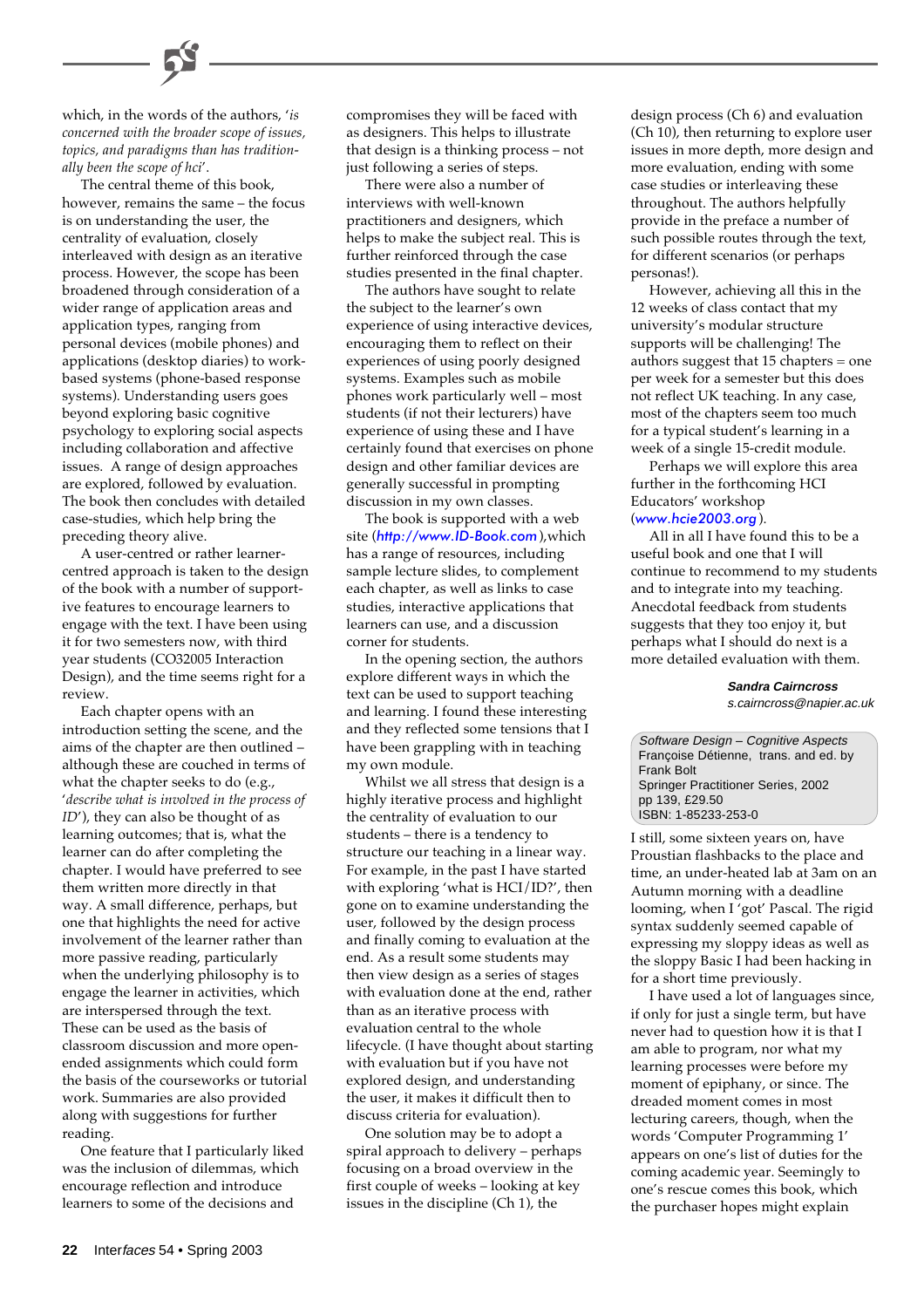which, in the words of the authors, '*is concerned with the broader scope of issues, topics, and paradigms than has traditionally been the scope of hci*'.

The central theme of this book, however, remains the same – the focus is on understanding the user, the centrality of evaluation, closely interleaved with design as an iterative process. However, the scope has been broadened through consideration of a wider range of application areas and application types, ranging from personal devices (mobile phones) and applications (desktop diaries) to work-based systems (phone-based response systems). Understanding users goes beyond exploring basic cognitive psychology to exploring social aspects including collaboration and affective issues. A range of design approaches are explored, followed by evaluation. The book then concludes with detailed case-studies, which help bring the preceding theory alive.

A user-centred or rather learner-centred approach is taken to the design of the book with a number of supportive features to encourage learners to engage with the text. I have been using it for two semesters now, with third year students (CO32005 Interaction Design), and the time seems right for a review.

Each chapter opens with an introduction setting the scene, and the aims of the chapter are then outlined – although these are couched in terms of what the chapter seeks to do (e.g., '*describe what is involved in the process of ID*'), they can also be thought of as learning outcomes; that is, what the learner can do after completing the chapter. I would have preferred to see them written more directly in that way. A small difference, perhaps, but one that highlights the need for active involvement of the learner rather than more passive reading, particularly when the underlying philosophy is to engage the learner in activities, which are interspersed through the text. These can be used as the basis of classroom discussion and more open-ended assignments which could form the basis of the courseworks or tutorial work. Summaries are also provided along with suggestions for further reading.

One feature that I particularly liked was the inclusion of dilemmas, which encourage reflection and introduce learners to some of the decisions and compromises they will be faced with as designers. This helps to illustrate that design is a thinking process – not just following a series of steps.

There were also a number of interviews with well-known practitioners and designers, which helps to make the subject real. This is further reinforced through the case studies presented in the final chapter.

The authors have sought to relate the subject to the learner's own experience of using interactive devices, encouraging them to reflect on their experiences of using poorly designed systems. Examples such as mobile phones work particularly well – most students (if not their lecturers) have experience of using these and I have certainly found that exercises on phone design and other familiar devices are generally successful in prompting discussion in my own classes.

The book is supported with a web site (*http://www.ID-Book.com*),which has a range of resources, including sample lecture slides, to complement each chapter, as well as links to case studies, interactive applications that learners can use, and a discussion corner for students.

In the opening section, the authors explore different ways in which the text can be used to support teaching and learning. I found these interesting and they reflected some tensions that I have been grappling with in teaching my own module.

Whilst we all stress that design is a highly iterative process and highlight the centrality of evaluation to our students – there is a tendency to structure our teaching in a linear way. For example, in the past I have started with exploring 'what is HCI/ID?', then gone on to examine understanding the user, followed by the design process and finally coming to evaluation at the end. As a result some students may then view design as a series of stages with evaluation done at the end, rather than as an iterative process with evaluation central to the whole lifecycle. (I have thought about starting with evaluation but if you have not explored design, and understanding the user, it makes it difficult then to discuss criteria for evaluation).

One solution may be to adopt a spiral approach to delivery – perhaps focusing on a broad overview in the first couple of weeks – looking at key issues in the discipline (Ch 1), the design process (Ch 6) and evaluation (Ch 10), then returning to explore user issues in more depth, more design and more evaluation, ending with some case studies or interleaving these throughout. The authors helpfully provide in the preface a number of such possible routes through the text, for different scenarios (or perhaps personas!).

However, achieving all this in the 12 weeks of class contact that my university's modular structure supports will be challenging! The authors suggest that 15 chapters = one per week for a semester but this does not reflect UK teaching. In any case, most of the chapters seem too much for a typical student's learning in a week of a single 15-credit module.

Perhaps we will explore this area further in the forthcoming HCI Educators' workshop (*www.hcie2003.org*).

All in all I have found this to be a useful book and one that I will continue to recommend to my students and to integrate into my teaching. Anecdotal feedback from students suggests that they too enjoy it, but perhaps what I should do next is a more detailed evaluation with them.

**Sandra Cairncross**
*s.cairncross@napier.ac.uk*

*Software Design – Cognitive Aspects*
Françoise Détienne, trans. and ed. by Frank Bolt
Springer Practitioner Series, 2002
pp 139, £29.50
ISBN: 1-85233-253-0

I still, some sixteen years on, have Proustian flashbacks to the place and time, an under-heated lab at 3am on an Autumn morning with a deadline looming, when I 'got' Pascal. The rigid syntax suddenly seemed capable of expressing my sloppy ideas as well as the sloppy Basic I had been hacking in for a short time previously.

I have used a lot of languages since, if only for just a single term, but have never had to question how it is that I am able to program, nor what my learning processes were before my moment of epiphany, or since. The dreaded moment comes in most lecturing careers, though, when the words 'Computer Programming 1' appears on one's list of duties for the coming academic year. Seemingly to one's rescue comes this book, which the purchaser hopes might explain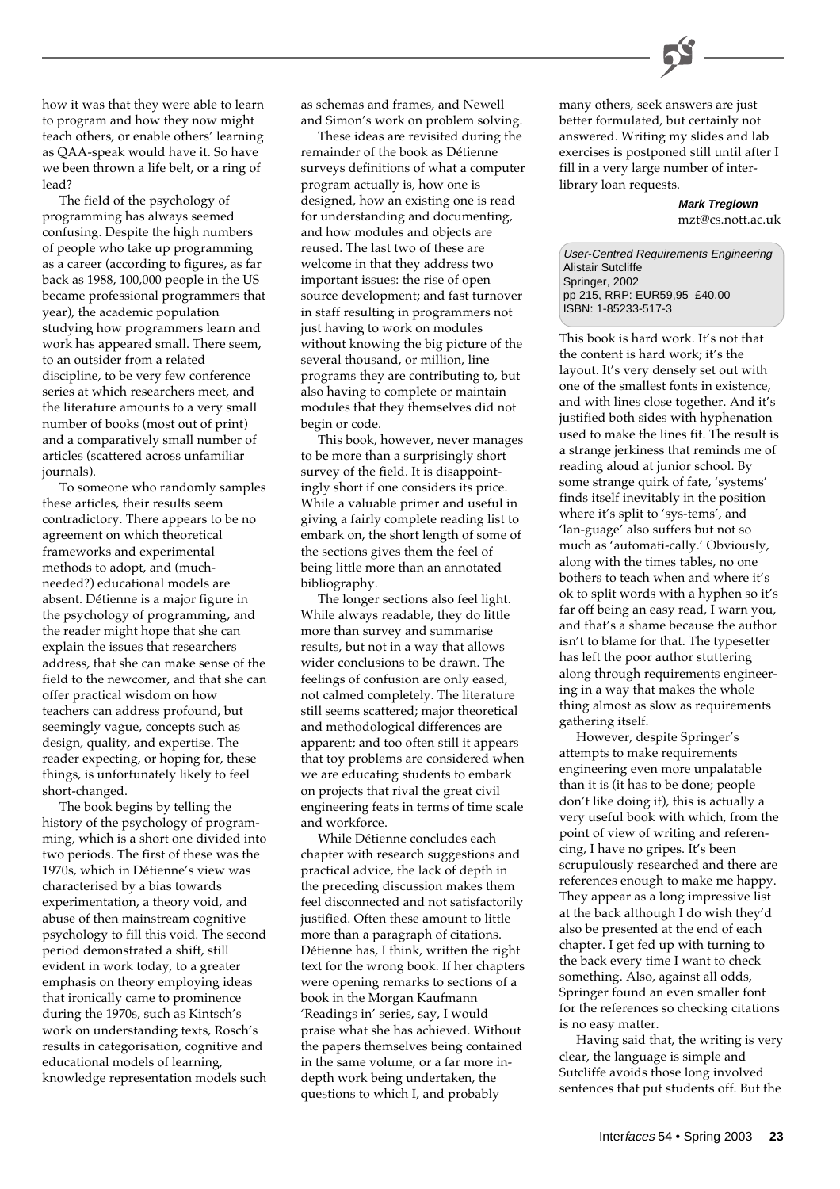how it was that they were able to learn to program and how they now might teach others, or enable others' learning as QAA-speak would have it. So have we been thrown a life belt, or a ring of lead?

The field of the psychology of programming has always seemed confusing. Despite the high numbers of people who take up programming as a career (according to figures, as far back as 1988, 100,000 people in the US became professional programmers that year), the academic population studying how programmers learn and work has appeared small. There seem, to an outsider from a related discipline, to be very few conference series at which researchers meet, and the literature amounts to a very small number of books (most out of print) and a comparatively small number of articles (scattered across unfamiliar journals).

To someone who randomly samples these articles, their results seem contradictory. There appears to be no agreement on which theoretical frameworks and experimental methods to adopt, and (much-needed?) educational models are absent. Détienne is a major figure in the psychology of programming, and the reader might hope that she can explain the issues that researchers address, that she can make sense of the field to the newcomer, and that she can offer practical wisdom on how teachers can address profound, but seemingly vague, concepts such as design, quality, and expertise. The reader expecting, or hoping for, these things, is unfortunately likely to feel short-changed.

The book begins by telling the history of the psychology of programming, which is a short one divided into two periods. The first of these was the 1970s, which in Détienne's view was characterised by a bias towards experimentation, a theory void, and abuse of then mainstream cognitive psychology to fill this void. The second period demonstrated a shift, still evident in work today, to a greater emphasis on theory employing ideas that ironically came to prominence during the 1970s, such as Kintsch's work on understanding texts, Rosch's results in categorisation, cognitive and educational models of learning, knowledge representation models such as schemas and frames, and Newell and Simon's work on problem solving.

These ideas are revisited during the remainder of the book as Détienne surveys definitions of what a computer program actually is, how one is designed, how an existing one is read for understanding and documenting, and how modules and objects are reused. The last two of these are welcome in that they address two important issues: the rise of open source development; and fast turnover in staff resulting in programmers not just having to work on modules without knowing the big picture of the several thousand, or million, line programs they are contributing to, but also having to complete or maintain modules that they themselves did not begin or code.

This book, however, never manages to be more than a surprisingly short survey of the field. It is disappointingly short if one considers its price. While a valuable primer and useful in giving a fairly complete reading list to embark on, the short length of some of the sections gives them the feel of being little more than an annotated bibliography.

The longer sections also feel light. While always readable, they do little more than survey and summarise results, but not in a way that allows wider conclusions to be drawn. The feelings of confusion are only eased, not calmed completely. The literature still seems scattered; major theoretical and methodological differences are apparent; and too often still it appears that toy problems are considered when we are educating students to embark on projects that rival the great civil engineering feats in terms of time scale and workforce.

While Détienne concludes each chapter with research suggestions and practical advice, the lack of depth in the preceding discussion makes them feel disconnected and not satisfactorily justified. Often these amount to little more than a paragraph of citations. Détienne has, I think, written the right text for the wrong book. If her chapters were opening remarks to sections of a book in the Morgan Kaufmann 'Readings in' series, say, I would praise what she has achieved. Without the papers themselves being contained in the same volume, or a far more in-depth work being undertaken, the questions to which I, and probably many others, seek answers are just better formulated, but certainly not answered. Writing my slides and lab exercises is postponed still until after I fill in a very large number of inter-library loan requests.

**Mark Treglown**
mzt@cs.nott.ac.uk

*User-Centred Requirements Engineering*
Alistair Sutcliffe
Springer, 2002
pp 215, RRP: EUR59,95 £40.00
ISBN: 1-85233-517-3

This book is hard work. It's not that the content is hard work; it's the layout. It's very densely set out with one of the smallest fonts in existence, and with lines close together. And it's justified both sides with hyphenation used to make the lines fit. The result is a strange jerkiness that reminds me of reading aloud at junior school. By some strange quirk of fate, 'systems' finds itself inevitably in the position where it's split to 'sys-tems', and 'lan-guage' also suffers but not so much as 'automati-cally.' Obviously, along with the times tables, no one bothers to teach when and where it's ok to split words with a hyphen so it's far off being an easy read, I warn you, and that's a shame because the author isn't to blame for that. The typesetter has left the poor author stuttering along through requirements engineering in a way that makes the whole thing almost as slow as requirements gathering itself.

However, despite Springer's attempts to make requirements engineering even more unpalatable than it is (it has to be done; people don't like doing it), this is actually a very useful book with which, from the point of view of writing and referencing, I have no gripes. It's been scrupulously researched and there are references enough to make me happy. They appear as a long impressive list at the back although I do wish they'd also be presented at the end of each chapter. I get fed up with turning to the back every time I want to check something. Also, against all odds, Springer found an even smaller font for the references so checking citations is no easy matter.

Having said that, the writing is very clear, the language is simple and Sutcliffe avoids those long involved sentences that put students off. But the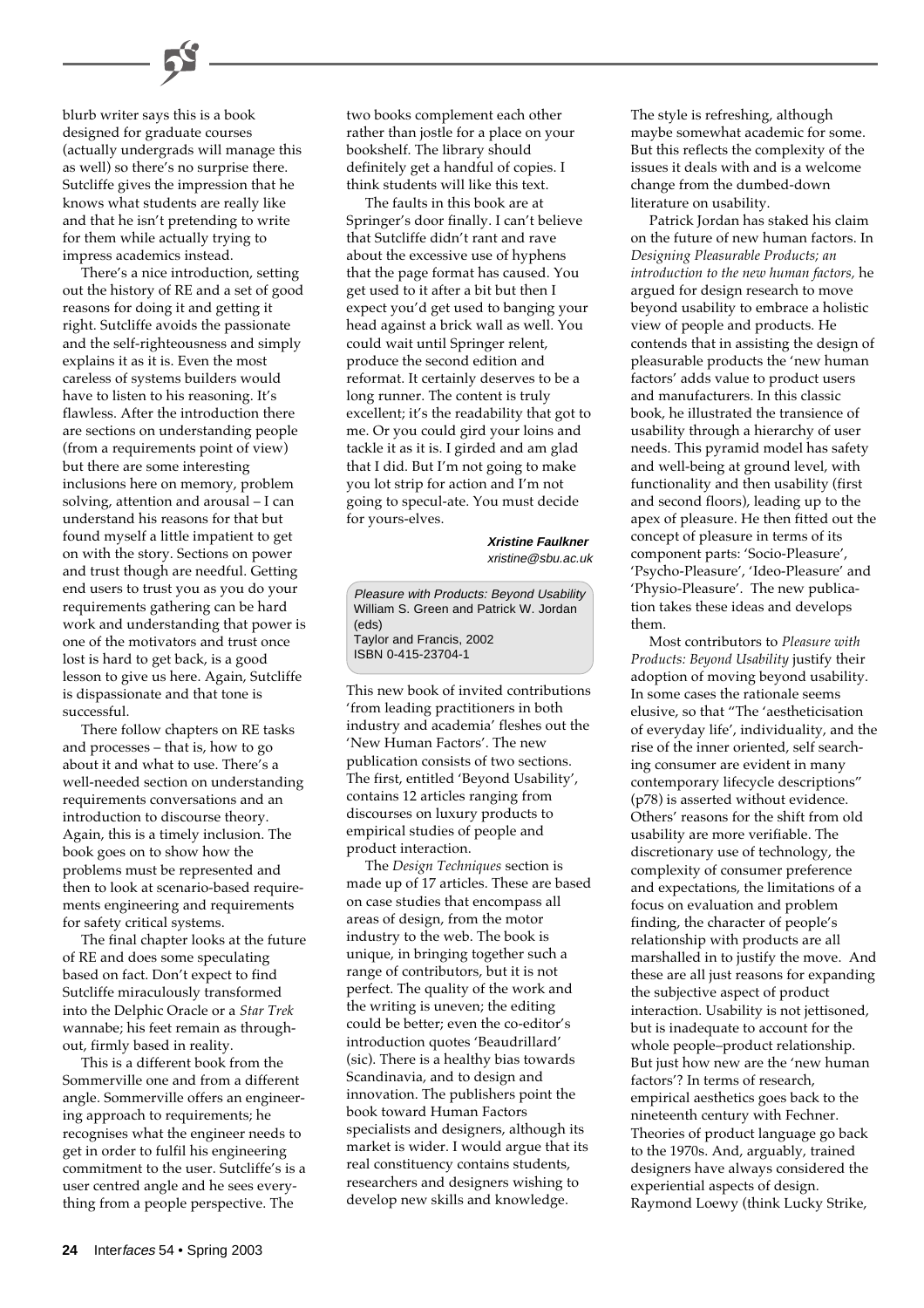blurb writer says this is a book designed for graduate courses (actually undergrads will manage this as well) so there's no surprise there. Sutcliffe gives the impression that he knows what students are really like and that he isn't pretending to write for them while actually trying to impress academics instead.

There's a nice introduction, setting out the history of RE and a set of good reasons for doing it and getting it right. Sutcliffe avoids the passionate and the self-righteousness and simply explains it as it is. Even the most careless of systems builders would have to listen to his reasoning. It's flawless. After the introduction there are sections on understanding people (from a requirements point of view) but there are some interesting inclusions here on memory, problem solving, attention and arousal – I can understand his reasons for that but found myself a little impatient to get on with the story. Sections on power and trust though are needful. Getting end users to trust you as you do your requirements gathering can be hard work and understanding that power is one of the motivators and trust once lost is hard to get back, is a good lesson to give us here. Again, Sutcliffe is dispassionate and that tone is successful.

There follow chapters on RE tasks and processes – that is, how to go about it and what to use. There's a well-needed section on understanding requirements conversations and an introduction to discourse theory. Again, this is a timely inclusion. The book goes on to show how the problems must be represented and then to look at scenario-based requirements engineering and requirements for safety critical systems.

The final chapter looks at the future of RE and does some speculating based on fact. Don't expect to find Sutcliffe miraculously transformed into the Delphic Oracle or a *Star Trek* wannabe; his feet remain as throughout, firmly based in reality.

This is a different book from the Sommerville one and from a different angle. Sommerville offers an engineering approach to requirements; he recognises what the engineer needs to get in order to fulfil his engineering commitment to the user. Sutcliffe's is a user centred angle and he sees everything from a people perspective. The two books complement each other rather than jostle for a place on your bookshelf. The library should definitely get a handful of copies. I think students will like this text.

The faults in this book are at Springer's door finally. I can't believe that Sutcliffe didn't rant and rave about the excessive use of hyphens that the page format has caused. You get used to it after a bit but then I expect you'd get used to banging your head against a brick wall as well. You could wait until Springer relent, produce the second edition and reformat. It certainly deserves to be a long runner. The content is truly excellent; it's the readability that got to me. Or you could gird your loins and tackle it as it is. I girded and am glad that I did. But I'm not going to make you lot strip for action and I'm not going to specul-ate. You must decide for yours-elves.

**_Xristine Faulkner_**
*xristine@sbu.ac.uk*

*Pleasure with Products: Beyond Usability*
William S. Green and Patrick W. Jordan (eds)
Taylor and Francis, 2002
ISBN 0-415-23704-1

This new book of invited contributions 'from leading practitioners in both industry and academia' fleshes out the 'New Human Factors'. The new publication consists of two sections. The first, entitled 'Beyond Usability', contains 12 articles ranging from discourses on luxury products to empirical studies of people and product interaction.

The *Design Techniques* section is made up of 17 articles. These are based on case studies that encompass all areas of design, from the motor industry to the web. The book is unique, in bringing together such a range of contributors, but it is not perfect. The quality of the work and the writing is uneven; the editing could be better; even the co-editor's introduction quotes 'Beaudrillard' (sic). There is a healthy bias towards Scandinavia, and to design and innovation. The publishers point the book toward Human Factors specialists and designers, although its market is wider. I would argue that its real constituency contains students, researchers and designers wishing to develop new skills and knowledge. The style is refreshing, although maybe somewhat academic for some. But this reflects the complexity of the issues it deals with and is a welcome change from the dumbed-down literature on usability.

Patrick Jordan has staked his claim on the future of new human factors. In *Designing Pleasurable Products; an introduction to the new human factors,* he argued for design research to move beyond usability to embrace a holistic view of people and products. He contends that in assisting the design of pleasurable products the 'new human factors' adds value to product users and manufacturers. In this classic book, he illustrated the transience of usability through a hierarchy of user needs. This pyramid model has safety and well-being at ground level, with functionality and then usability (first and second floors), leading up to the apex of pleasure. He then fitted out the concept of pleasure in terms of its component parts: 'Socio-Pleasure', 'Psycho-Pleasure', 'Ideo-Pleasure' and 'Physio-Pleasure'. The new publication takes these ideas and develops them.

Most contributors to *Pleasure with Products: Beyond Usability* justify their adoption of moving beyond usability. In some cases the rationale seems elusive, so that "The 'aestheticisation of everyday life', individuality, and the rise of the inner oriented, self searching consumer are evident in many contemporary lifecycle descriptions" (p78) is asserted without evidence. Others' reasons for the shift from old usability are more verifiable. The discretionary use of technology, the complexity of consumer preference and expectations, the limitations of a focus on evaluation and problem finding, the character of people's relationship with products are all marshalled in to justify the move. And these are all just reasons for expanding the subjective aspect of product interaction. Usability is not jettisoned, but is inadequate to account for the whole people–product relationship. But just how new are the 'new human factors'? In terms of research, empirical aesthetics goes back to the nineteenth century with Fechner. Theories of product language go back to the 1970s. And, arguably, trained designers have always considered the experiential aspects of design. Raymond Loewy (think Lucky Strike,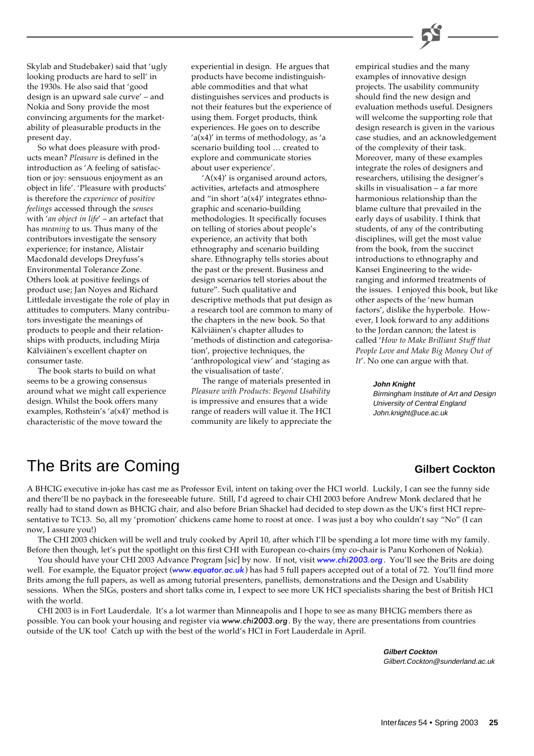Skylab and Studebaker) said that 'ugly looking products are hard to sell' in the 1930s. He also said that 'good design is an upward sale curve' – and Nokia and Sony provide the most convincing arguments for the marketability of pleasurable products in the present day.

So what does pleasure with products mean? *Pleasure* is defined in the introduction as 'A feeling of satisfaction or joy: sensuous enjoyment as an object in life'. 'Pleasure with products' is therefore the *experience* of *positive feelings* accessed through the *senses* with '*an object in life*' – an artefact that has *meaning* to us. Thus many of the contributors investigate the sensory experience; for instance, Alistair Macdonald develops Dreyfuss's Environmental Tolerance Zone. Others look at positive feelings of product use; Jan Noyes and Richard Littledale investigate the role of play in attitudes to computers. Many contributors investigate the meanings of products to people and their relationships with products, including Mirja Kälviäinen's excellent chapter on consumer taste.

The book starts to build on what seems to be a growing consensus around what we might call experience design. Whilst the book offers many examples, Rothstein's 'a(x4)' method is characteristic of the move toward the experiential in design. He argues that products have become indistinguishable commodities and that what distinguishes services and products is not their features but the experience of using them. Forget products, think experiences. He goes on to describe 'a(x4)' in terms of methodology, as 'a scenario building tool … created to explore and communicate stories about user experience'.

'A(x4)' is organised around actors, activities, artefacts and atmosphere and "in short 'a(x4)' integrates ethnographic and scenario-building methodologies. It specifically focuses on telling of stories about people's experience, an activity that both ethnography and scenario building share. Ethnography tells stories about the past or the present. Business and design scenarios tell stories about the future". Such qualitative and descriptive methods that put design as a research tool are common to many of the chapters in the new book. So that Kälviäinen's chapter alludes to 'methods of distinction and categorisation', projective techniques, the 'anthropological view' and 'staging as the visualisation of taste'.

The range of materials presented in *Pleasure with Products: Beyond Usability* is impressive and ensures that a wide range of readers will value it. The HCI community are likely to appreciate the empirical studies and the many examples of innovative design projects. The usability community should find the new design and evaluation methods useful. Designers will welcome the supporting role that design research is given in the various case studies, and an acknowledgement of the complexity of their task. Moreover, many of these examples integrate the roles of designers and researchers, utilising the designer's skills in visualisation – a far more harmonious relationship than the blame culture that prevailed in the early days of usability. I think that students, of any of the contributing disciplines, will get the most value from the book, from the succinct introductions to ethnography and Kansei Engineering to the wide-ranging and informed treatments of the issues. I enjoyed this book, but like other aspects of the 'new human factors', dislike the hyperbole. However, I look forward to any additions to the Jordan cannon; the latest is called '*How to Make Brilliant Stuff that People Love and Make Big Money Out of It*'. No one can argue with that.

***John Knight***
*Birmingham Institute of Art and Design*
*University of Central England*
*John.knight@uce.ac.uk*

# The Brits are Coming

**Gilbert Cockton**

A BHCIG executive in-joke has cast me as Professor Evil, intent on taking over the HCI world. Luckily, I can see the funny side and there'll be no payback in the foreseeable future. Still, I'd agreed to chair CHI 2003 before Andrew Monk declared that he really had to stand down as BHCIG chair, and also before Brian Shackel had decided to step down as the UK's first HCI representative to TC13. So, all my 'promotion' chickens came home to roost at once. I was just a boy who couldn't say "No" (I can now, I assure you!)

The CHI 2003 chicken will be well and truly cooked by April 10, after which I'll be spending a lot more time with my family. Before then though, let's put the spotlight on this first CHI with European co-chairs (my co-chair is Panu Korhonen of Nokia).

You should have your CHI 2003 Advance Program [sic] by now. If not, visit ***www.chi2003.org***. You'll see the Brits are doing well. For example, the Equator project (***www.equator.ac.uk***) has had 5 full papers accepted out of a total of 72. You'll find more Brits among the full papers, as well as among tutorial presenters, panellists, demonstrations and the Design and Usability sessions. When the SIGs, posters and short talks come in, I expect to see more UK HCI specialists sharing the best of British HCI with the world.

CHI 2003 is in Fort Lauderdale. It's a lot warmer than Minneapolis and I hope to see as many BHCIG members there as possible. You can book your housing and register via ***www.chi2003.org***. By the way, there are presentations from countries outside of the UK too! Catch up with the best of the world's HCI in Fort Lauderdale in April.

***Gilbert Cockton***
*Gilbert.Cockton@sunderland.ac.uk*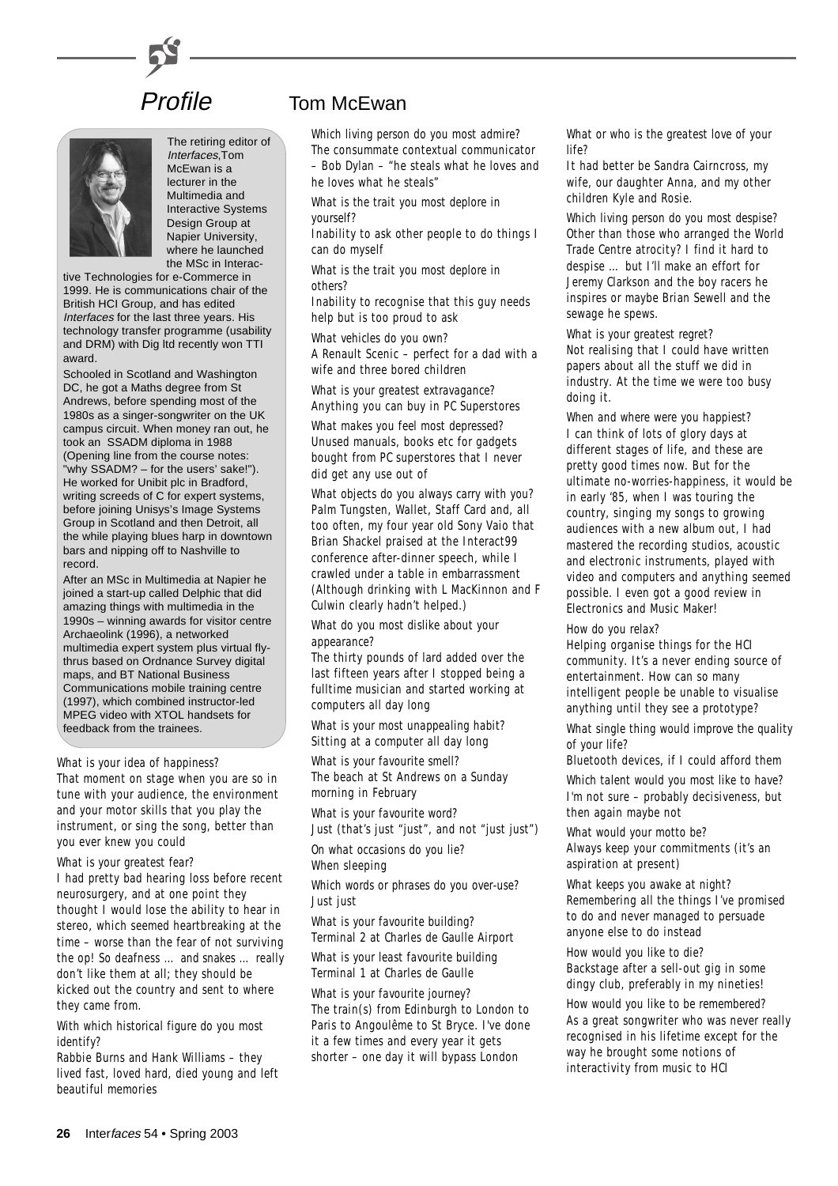# Profile

## Tom McEwan

The retiring editor of *Interfaces*, Tom McEwan is a lecturer in the Multimedia and Interactive Systems Design Group at Napier University, where he launched the MSc in Interactive Technologies for e-Commerce in 1999. He is communications chair of the British HCI Group, and has edited *Interfaces* for the last three years. His technology transfer programme (usability and DRM) with Dig ltd recently won TTI award.

Schooled in Scotland and Washington DC, he got a Maths degree from St Andrews, before spending most of the 1980s as a singer-songwriter on the UK campus circuit. When money ran out, he took an SSADM diploma in 1988 (Opening line from the course notes: "why SSADM? – for the users' sake!"). He worked for Unibit plc in Bradford, writing screeds of C for expert systems, before joining Unisys's Image Systems Group in Scotland and then Detroit, all the while playing blues harp in downtown bars and nipping off to Nashville to record.

After an MSc in Multimedia at Napier he joined a start-up called Delphic that did amazing things with multimedia in the 1990s – winning awards for visitor centre Archaeolink (1996), a networked multimedia expert system plus virtual fly-thrus based on Ordnance Survey digital maps, and BT National Business Communications mobile training centre (1997), which combined instructor-led MPEG video with XTOL handsets for feedback from the trainees.

What is your idea of happiness?
That moment on stage when you are so in tune with your audience, the environment and your motor skills that you play the instrument, or sing the song, better than you ever knew you could

What is your greatest fear?
I had pretty bad hearing loss before recent neurosurgery, and at one point they thought I would lose the ability to hear in stereo, which seemed heartbreaking at the time – worse than the fear of not surviving the op! So deafness … and snakes … really don't like them at all; they should be kicked out the country and sent to where they came from.

With which historical figure do you most identify?
Rabbie Burns and Hank Williams – they lived fast, loved hard, died young and left beautiful memories

Which living person do you most admire?
The consummate contextual communicator – Bob Dylan – "he steals what he loves and he loves what he steals"

What is the trait you most deplore in yourself?
Inability to ask other people to do things I can do myself

What is the trait you most deplore in others?
Inability to recognise that this guy needs help but is too proud to ask

What vehicles do you own?
A Renault Scenic – perfect for a dad with a wife and three bored children

What is your greatest extravagance?
Anything you can buy in PC Superstores

What makes you feel most depressed?
Unused manuals, books etc for gadgets bought from PC superstores that I never did get any use out of

What objects do you always carry with you?
Palm Tungsten, Wallet, Staff Card and, all too often, my four year old Sony Vaio that Brian Shackel praised at the Interact99 conference after-dinner speech, while I crawled under a table in embarrassment (Although drinking with L MacKinnon and F Culwin clearly hadn't helped.)

What do you most dislike about your appearance?
The thirty pounds of lard added over the last fifteen years after I stopped being a fulltime musician and started working at computers all day long

What is your most unappealing habit?
Sitting at a computer all day long

What is your favourite smell?
The beach at St Andrews on a Sunday morning in February

What is your favourite word?
Just (that's just "just", and not "just just")

On what occasions do you lie?
When sleeping

Which words or phrases do you over-use?
Just just

What is your favourite building?
Terminal 2 at Charles de Gaulle Airport

What is your least favourite building
Terminal 1 at Charles de Gaulle

What is your favourite journey?
The train(s) from Edinburgh to London to Paris to Angoulême to St Bryce. I've done it a few times and every year it gets shorter – one day it will bypass London

What or who is the greatest love of your life?
It had better be Sandra Cairncross, my wife, our daughter Anna, and my other children Kyle and Rosie.

Which living person do you most despise?
Other than those who arranged the World Trade Centre atrocity? I find it hard to despise … but I'll make an effort for Jeremy Clarkson and the boy racers he inspires or maybe Brian Sewell and the sewage he spews.

What is your greatest regret?
Not realising that I could have written papers about all the stuff we did in industry. At the time we were too busy doing it.

When and where were you happiest?
I can think of lots of glory days at different stages of life, and these are pretty good times now. But for the ultimate no-worries-happiness, it would be in early '85, when I was touring the country, singing my songs to growing audiences with a new album out, I had mastered the recording studios, acoustic and electronic instruments, played with video and computers and anything seemed possible. I even got a good review in Electronics and Music Maker!

How do you relax?
Helping organise things for the HCI community. It's a never ending source of entertainment. How can so many intelligent people be unable to visualise anything until they see a prototype?

What single thing would improve the quality of your life?
Bluetooth devices, if I could afford them

Which talent would you most like to have?
I'm not sure – probably decisiveness, but then again maybe not

What would your motto be?
Always keep your commitments (it's an aspiration at present)

What keeps you awake at night?
Remembering all the things I've promised to do and never managed to persuade anyone else to do instead

How would you like to die?
Backstage after a sell-out gig in some dingy club, preferably in my nineties!

How would you like to be remembered?
As a great songwriter who was never really recognised in his lifetime except for the way he brought some notions of interactivity from music to HCI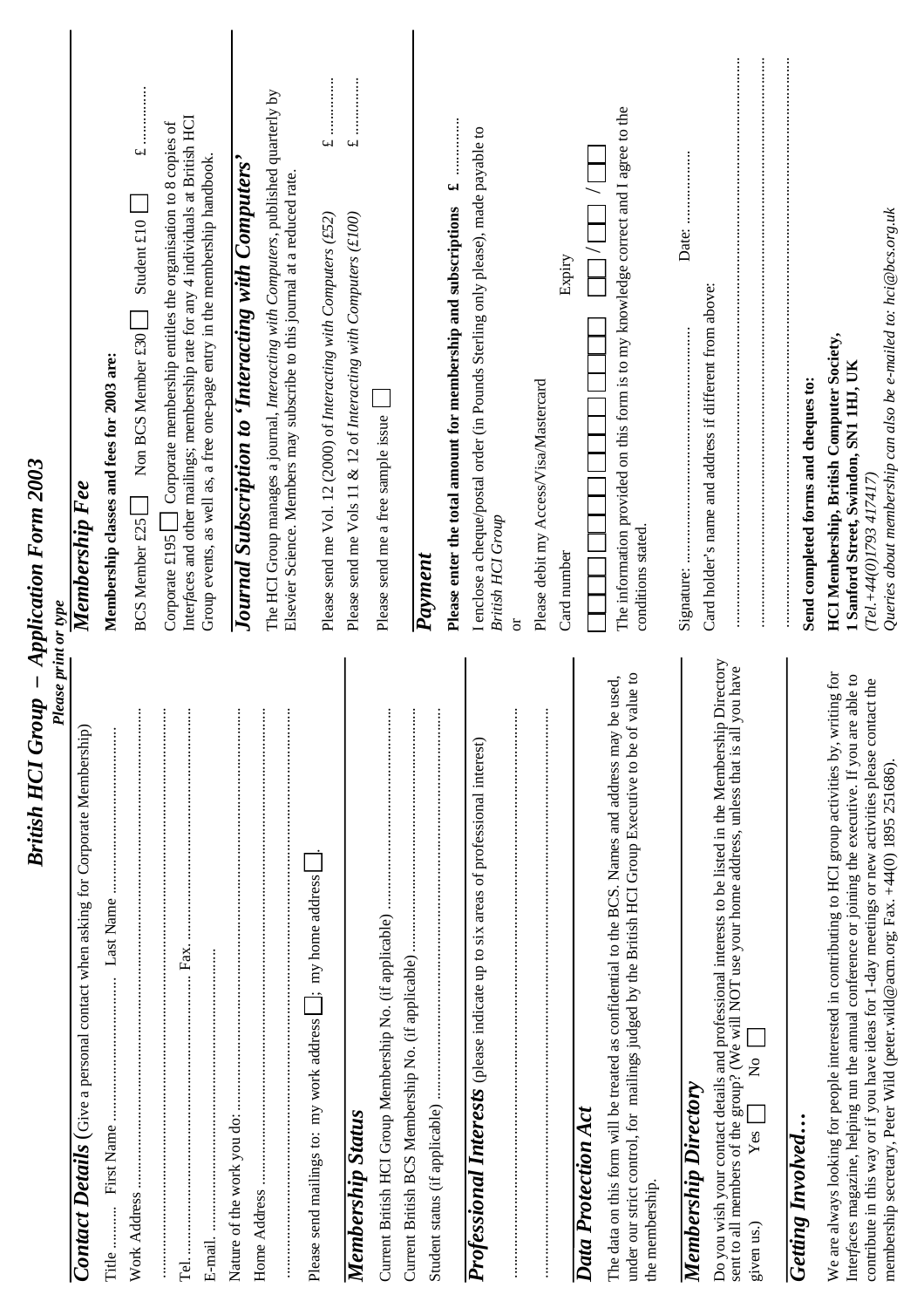# British HCI Group – Application Form 2003

***Please print or type***

## Contact Details (Give a personal contact when asking for Corporate Membership)

Title ......... First Name ............................... Last Name ...............................

Work Address ..................................................................................................

.................................................................................................................

Tel. ........................................................ Fax. .......................................

E-mail. ..........................................................

Nature of the work you do: .................................................................................

Home Address ...................................................................................................

.................................................................................................................

Please send mailings to: my work address ☐; my home address ☐.

## Membership Status

Current British HCI Group Membership No. (if applicable) ........................................

Current British BCS Membership No. (if applicable) ...............................................

Student status (if applicable) ..........................................................................

## Professional Interests (please indicate up to six areas of professional interest)

.................................................................................................................

.................................................................................................................

## Data Protection Act

The data on this form will be treated as confidential to the BCS. Names and address may be used, under our strict control, for mailings judged by the British HCI Group Executive to be of value to the membership.

## Membership Directory

Do you wish your contact details and professional interests to be listed in the Membership Directory sent to all members of the group? (We will NOT use your home address, unless that is all you have given us.) Yes ☐ No ☐

## Getting Involved…

We are always looking for people interested in contributing to HCI group activities by, writing for Interfaces magazine, helping run the annual conference or joining the executive. If you are able to contribute in this way or if you have ideas for 1-day meetings or new activities please contact the membership secretary, Peter Wild (peter.wild@acm.org; Fax. +44(0) 1895 251686).

## Membership Fee

**Membership classes and fees for 2003 are:**

BCS Member £25 ☐ Non BCS Member £30 ☐ Student £10 ☐ £ ............

Corporate £195 ☐ Corporate membership entitles the organisation to 8 copies of Interfaces and other mailings; membership rate for any 4 individuals at British HCI Group events, as well as, a free one-page entry in the membership handbook.

## Journal Subscription to 'Interacting with Computers'

The HCI Group manages a journal, *Interacting with Computers*, published quarterly by Elsevier Science. Members may subscribe to this journal at a reduced rate.

Please send me Vol. 12 (2000) of *Interacting with Computers (£52)* £ ............

Please send me Vols 11 & 12 of *Interacting with Computers (£100)* £ ............

Please send me a free sample issue ☐

## Payment

**Please enter the total amount for membership and subscriptions £** ............

I enclose a cheque/postal order (in Pounds Sterling only please), made payable to *British HCI Group*

or

Please debit my Access/Visa/Mastercard

Card number ☐☐☐☐☐☐☐☐☐☐☐☐☐☐☐☐ Expiry ☐☐/☐☐/☐☐

The information provided on this form is to my knowledge correct and I agree to the conditions stated.

Signature: ..................................................... Date: ...................

Card holder's name and address if different from above:

.................................................................................................................

.................................................................................................................

.................................................................................................................

**Send completed forms and cheques to:**

**HCI Membership, British Computer Society,**
**1 Sanford Street, Swindon, SN1 1HJ, UK**
*(Tel.+44(0)1793 417417)*
*Queries about membership can also be e-mailed to: hci@bcs.org.uk*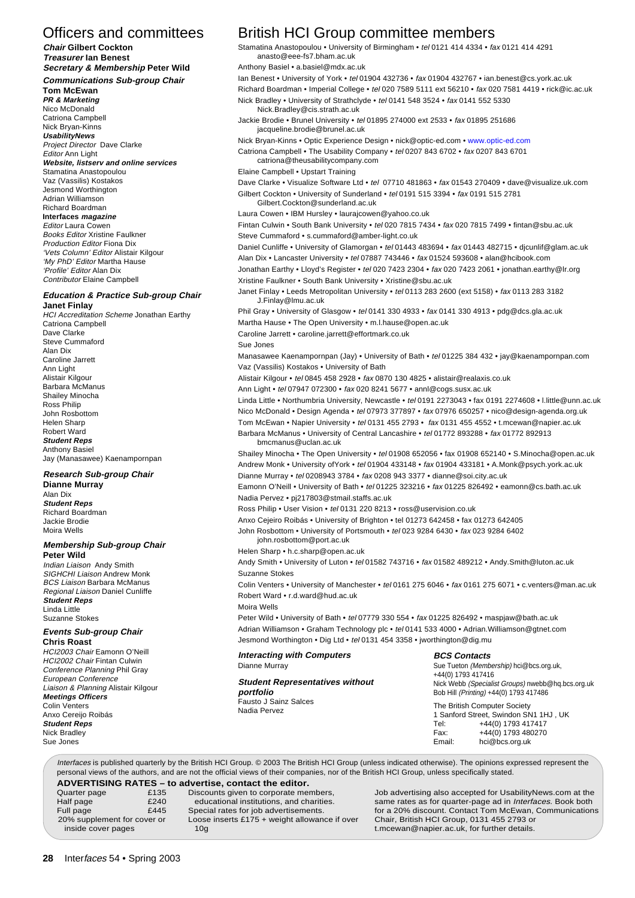# Officers and committees

***Chair*** **Gilbert Cockton**
***Treasurer*** **Ian Benest**
***Secretary & Membership*** **Peter Wild**

## Communications Sub-group Chair

**Tom McEwan**

***PR & Marketing***
Nico McDonald
Catriona Campbell
Nick Bryan-Kinns

***UsabilityNews***
*Project Director* Dave Clarke
*Editor* Ann Light

***Website, listserv and online services***
Stamatina Anastopoulou
Vaz (Vassilis) Kostakos
Jesmond Worthington
Adrian Williamson
Richard Boardman

**Interfaces *magazine***
*Editor* Laura Cowen
*Books Editor* Xristine Faulkner
*Production Editor* Fiona Dix
*'Vets Column' Editor* Alistair Kilgour
*'My PhD' Editor* Martha Hause
*'Profile' Editor* Alan Dix
*Contributor* Elaine Campbell

## Education & Practice Sub-group Chair

**Janet Finlay**

*HCI Accreditation Scheme* Jonathan Earthy
Catriona Campbell
Dave Clarke
Steve Cummaford
Alan Dix
Caroline Jarrett
Ann Light
Alistair Kilgour
Barbara McManus
Shailey Minocha
Ross Philip
John Rosbottom
Helen Sharp
Robert Ward

***Student Reps***
Anthony Basiel
Jay (Manasawee) Kaenampornpan

## Research Sub-group Chair

**Dianne Murray**

Alan Dix

***Student Reps***
Richard Boardman
Jackie Brodie
Moira Wells

## Membership Sub-group Chair

**Peter Wild**

*Indian Liaison* Andy Smith
*SIGHCHI Liaison* Andrew Monk
*BCS Liaison* Barbara McManus
*Regional Liaison* Daniel Cunliffe

***Student Reps***
Linda Little
Suzanne Stokes

## Events Sub-group Chair

**Chris Roast**

*HCI2003 Chair* Eamonn O'Neill
*HCI2002 Chair* Fintan Culwin
*Conference Planning* Phil Gray
*European Conference Liaison & Planning* Alistair Kilgour

***Meetings Officers***
Colin Venters
Anxo Cereijo Roibás

***Student Reps***
Nick Bradley
Sue Jones

# British HCI Group committee members

Stamatina Anastopoulou • University of Birmingham • *tel* 0121 414 4334 • *fax* 0121 414 4291 anasto@eee-fs7.bham.ac.uk
Anthony Basiel • a.basiel@mdx.ac.uk
Ian Benest • University of York • *tel* 01904 432736 • *fax* 01904 432767 • ian.benest@cs.york.ac.uk
Richard Boardman • Imperial College • *tel* 020 7589 5111 ext 56210 • *fax* 020 7581 4419 • rick@ic.ac.uk
Nick Bradley • University of Strathclyde • *tel* 0141 548 3524 • *fax* 0141 552 5330 Nick.Bradley@cis.strath.ac.uk
Jackie Brodie • Brunel University • *tel* 01895 274000 ext 2533 • *fax* 01895 251686 jacqueline.brodie@brunel.ac.uk
Nick Bryan-Kinns • Optic Experience Design • nick@optic-ed.com • www.optic-ed.com
Catriona Campbell • The Usability Company • *tel* 0207 843 6702 • *fax* 0207 843 6701 catriona@theusabilitycompany.com
Elaine Campbell • Upstart Training
Dave Clarke • Visualize Software Ltd • *tel* 07710 481863 • *fax* 01543 270409 • dave@visualize.uk.com
Gilbert Cockton • University of Sunderland • *tel* 0191 515 3394 • *fax* 0191 515 2781 Gilbert.Cockton@sunderland.ac.uk
Laura Cowen • IBM Hursley • laurajcowen@yahoo.co.uk
Fintan Culwin • South Bank University • *tel* 020 7815 7434 • *fax* 020 7815 7499 • fintan@sbu.ac.uk
Steve Cummaford • s.cummaford@amber-light.co.uk
Daniel Cunliffe • University of Glamorgan • *tel* 01443 483694 • *fax* 01443 482715 • djcunlif@glam.ac.uk
Alan Dix • Lancaster University • *tel* 07887 743446 • *fax* 01524 593608 • alan@hcibook.com
Jonathan Earthy • Lloyd's Register • *tel* 020 7423 2304 • *fax* 020 7423 2061 • jonathan.earthy@lr.org
Xristine Faulkner • South Bank University • Xristine@sbu.ac.uk
Janet Finlay • Leeds Metropolitan University • *tel* 0113 283 2600 (ext 5158) • *fax* 0113 283 3182 J.Finlay@lmu.ac.uk
Phil Gray • University of Glasgow • *tel* 0141 330 4933 • *fax* 0141 330 4913 • pdg@dcs.gla.ac.uk
Martha Hause • The Open University • m.l.hause@open.ac.uk
Caroline Jarrett • caroline.jarrett@effortmark.co.uk
Sue Jones
Manasawee Kaenampornpan (Jay) • University of Bath • *tel* 01225 384 432 • jay@kaenampornpan.com
Vaz (Vassilis) Kostakos • University of Bath
Alistair Kilgour • *tel* 0845 458 2928 • *fax* 0870 130 4825 • alistair@realaxis.co.uk
Ann Light • *tel* 07947 072300 • *fax* 020 8241 5677 • annl@cogs.susx.ac.uk
Linda Little • Northumbria University, Newcastle • *tel* 0191 2273043 • fax 0191 2274608 • l.little@unn.ac.uk
Nico McDonald • Design Agenda • *tel* 07973 377897 • *fax* 07976 650257 • nico@design-agenda.org.uk
Tom McEwan • Napier University • *tel* 0131 455 2793 • *fax* 0131 455 4552 • t.mcewan@napier.ac.uk
Barbara McManus • University of Central Lancashire • *tel* 01772 893288 • *fax* 01772 892913 bmcmanus@uclan.ac.uk
Shailey Minocha • The Open University • *tel* 01908 652056 • fax 01908 652140 • S.Minocha@open.ac.uk
Andrew Monk • University ofYork • *tel* 01904 433148 • *fax* 01904 433181 • A.Monk@psych.york.ac.uk
Dianne Murray • *tel* 0208943 3784 • *fax* 0208 943 3377 • dianne@soi.city.ac.uk
Eamonn O'Neill • University of Bath • *tel* 01225 323216 • *fax* 01225 826492 • eamonn@cs.bath.ac.uk
Nadia Pervez • pj217803@stmail.staffs.ac.uk
Ross Philip • User Vision • *tel* 0131 220 8213 • ross@uservision.co.uk
Anxo Cejeiro Roibás • University of Brighton • tel 01273 642458 • fax 01273 642405
John Rosbottom • University of Portsmouth • *tel* 023 9284 6430 • *fax* 023 9284 6402 john.rosbottom@port.ac.uk
Helen Sharp • h.c.sharp@open.ac.uk
Andy Smith • University of Luton • *tel* 01582 743716 • *fax* 01582 489212 • Andy.Smith@luton.ac.uk
Suzanne Stokes
Colin Venters • University of Manchester • *tel* 0161 275 6046 • *fax* 0161 275 6071 • c.venters@man.ac.uk
Robert Ward • r.d.ward@hud.ac.uk
Moira Wells
Peter Wild • University of Bath • *tel* 07779 330 554 • *fax* 01225 826492 • maspjaw@bath.ac.uk
Adrian Williamson • Graham Technology plc • *tel* 0141 533 4000 • Adrian.Williamson@gtnet.com
Jesmond Worthington • Dig Ltd • *tel* 0131 454 3358 • jworthington@dig.mu

### Interacting with Computers

Dianne Murray

### Student Representatives without portfolio

Fausto J Sainz Salces
Nadia Pervez

### BCS Contacts

Sue Tueton *(Membership)* hci@bcs.org.uk, +44(0) 1793 417416
Nick Webb *(Specialist Groups)* nwebb@hq.bcs.org.uk
Bob Hill *(Printing)* +44(0) 1793 417486

The British Computer Society
1 Sanford Street, Swindon SN1 1HJ , UK
Tel: +44(0) 1793 417417
Fax: +44(0) 1793 480270
Email: hci@bcs.org.uk

*Interfaces* is published quarterly by the British HCI Group. © 2003 The British HCI Group (unless indicated otherwise). The opinions expressed represent the personal views of the authors, and are not the official views of their companies, nor of the British HCI Group, unless specifically stated.

**ADVERTISING RATES – to advertise, contact the editor.**

| | |
|---|---|
| Quarter page | £135 |
| Half page | £240 |
| Full page | £445 |
| 20% supplement for cover or inside cover pages | |

Discounts given to corporate members, educational institutions, and charities.
Special rates for job advertisements.
Loose inserts £175 + weight allowance if over 10g

Job advertising also accepted for UsabilityNews.com at the same rates as for quarter-page ad in *Interfaces*. Book both for a 20% discount. Contact Tom McEwan, Communications Chair, British HCI Group, 0131 455 2793 or t.mcewan@napier.ac.uk, for further details.